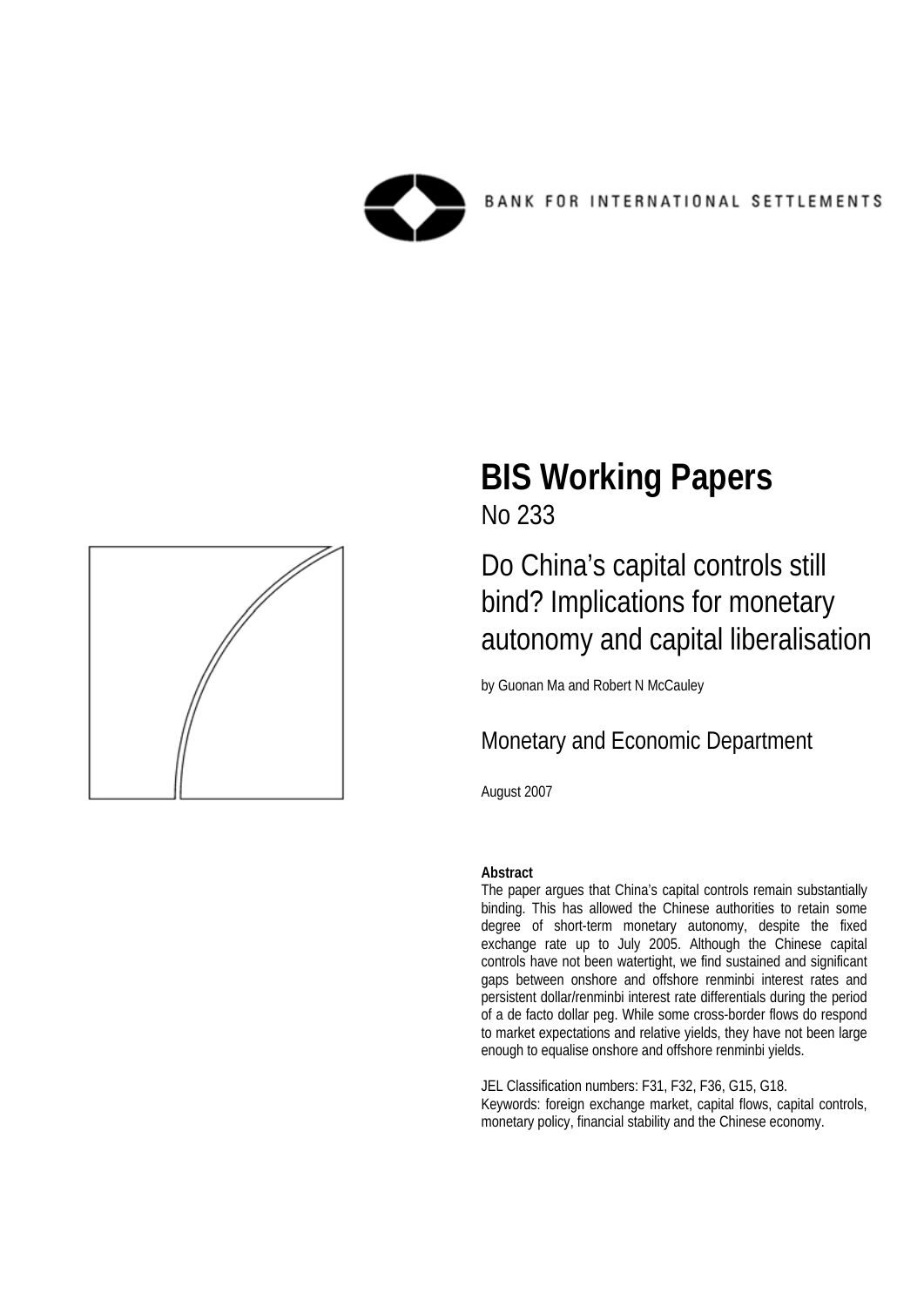BANK FOR INTERNATIONAL SETTLEMENTS

# BIS Working Papers

No 233

## Do China's capital controls still bind? Implications for monetary autonomy and capital liberalisation

by Guonan Ma and Robert N McCauley

Monetary and Economic Department

August 2007

**Abstract**

The paper argues that China's capital controls remain substantially binding. This has allowed the Chinese authorities to retain some degree of short-term monetary autonomy, despite the fixed exchange rate up to July 2005. Although the Chinese capital controls have not been watertight, we find sustained and significant gaps between onshore and offshore renminbi interest rates and persistent dollar/renminbi interest rate differentials during the period of a de facto dollar peg. While some cross-border flows do respond to market expectations and relative yields, they have not been large enough to equalise onshore and offshore renminbi yields.

JEL Classification numbers: F31, F32, F36, G15, G18.

Keywords: foreign exchange market, capital flows, capital controls, monetary policy, financial stability and the Chinese economy.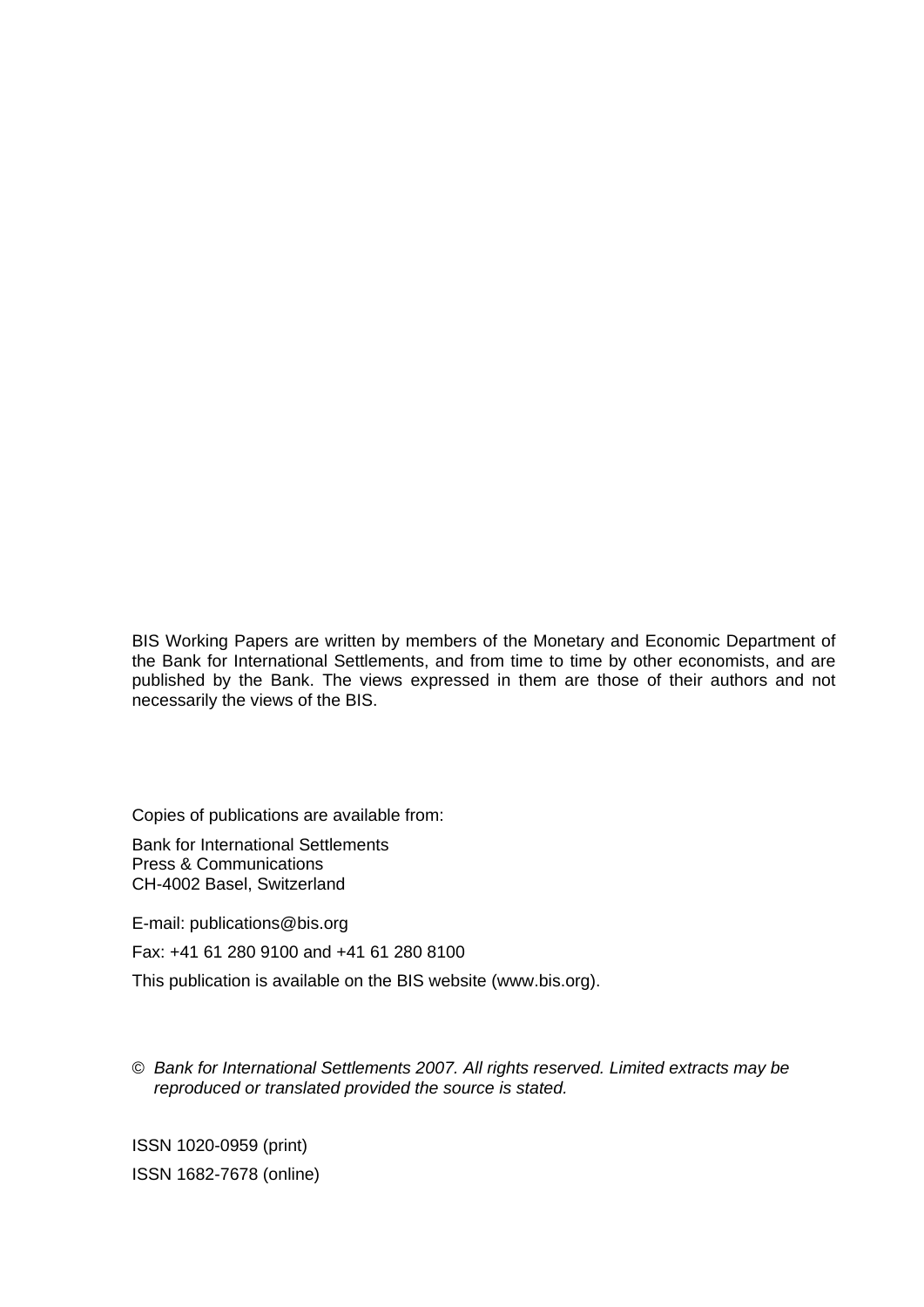BIS Working Papers are written by members of the Monetary and Economic Department of the Bank for International Settlements, and from time to time by other economists, and are published by the Bank. The views expressed in them are those of their authors and not necessarily the views of the BIS.

Copies of publications are available from:

Bank for International Settlements
Press & Communications
CH-4002 Basel, Switzerland

E-mail: publications@bis.org

Fax: +41 61 280 9100 and +41 61 280 8100

This publication is available on the BIS website (www.bis.org).

© *Bank for International Settlements 2007. All rights reserved. Limited extracts may be reproduced or translated provided the source is stated.*

ISSN 1020-0959 (print)

ISSN 1682-7678 (online)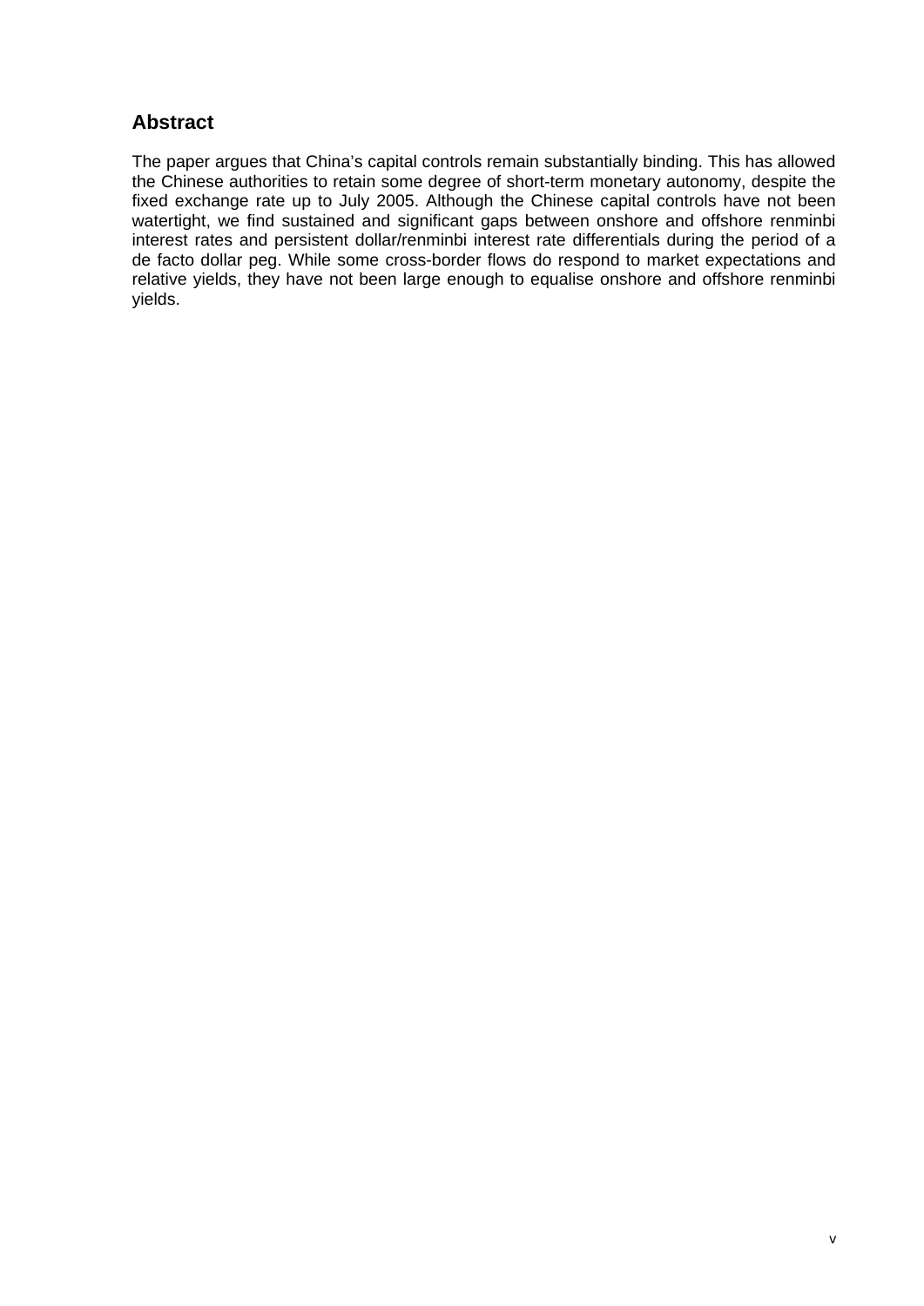## Abstract

The paper argues that China's capital controls remain substantially binding. This has allowed the Chinese authorities to retain some degree of short-term monetary autonomy, despite the fixed exchange rate up to July 2005. Although the Chinese capital controls have not been watertight, we find sustained and significant gaps between onshore and offshore renminbi interest rates and persistent dollar/renminbi interest rate differentials during the period of a de facto dollar peg. While some cross-border flows do respond to market expectations and relative yields, they have not been large enough to equalise onshore and offshore renminbi yields.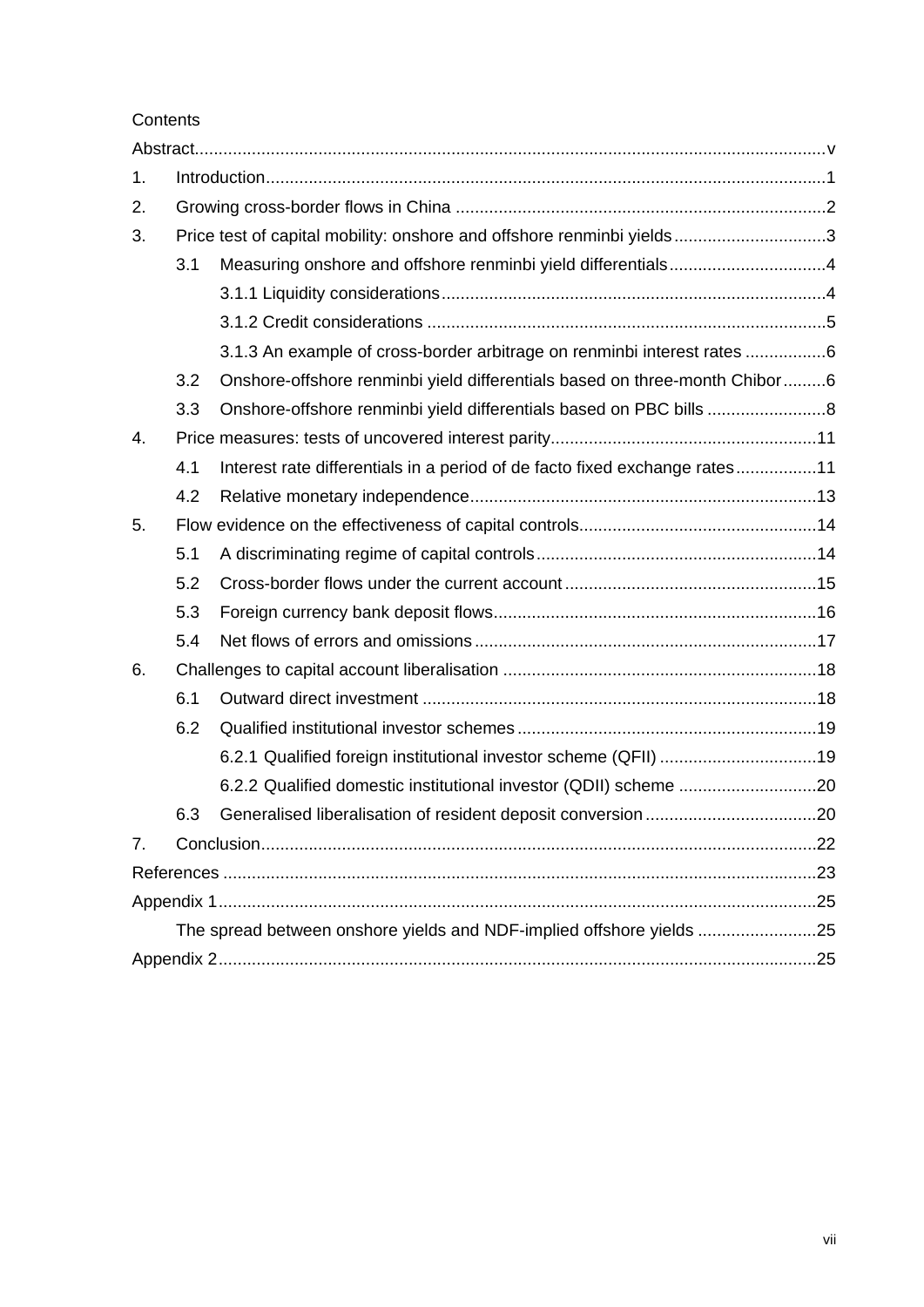Contents

Abstract....................................................................................................................................v

1. Introduction......................................................................................................................1

2. Growing cross-border flows in China ..............................................................................2

3. Price test of capital mobility: onshore and offshore renminbi yields.................................3

   3.1 Measuring onshore and offshore renminbi yield differentials..................................4

      3.1.1 Liquidity considerations.................................................................................4

      3.1.2 Credit considerations ....................................................................................5

      3.1.3 An example of cross-border arbitrage on renminbi interest rates .................6

   3.2 Onshore-offshore renminbi yield differentials based on three-month Chibor.........6

   3.3 Onshore-offshore renminbi yield differentials based on PBC bills .........................8

4. Price measures: tests of uncovered interest parity........................................................11

   4.1 Interest rate differentials in a period of de facto fixed exchange rates.................11

   4.2 Relative monetary independence.........................................................................13

5. Flow evidence on the effectiveness of capital controls..................................................14

   5.1 A discriminating regime of capital controls...........................................................14

   5.2 Cross-border flows under the current account.....................................................15

   5.3 Foreign currency bank deposit flows....................................................................16

   5.4 Net flows of errors and omissions........................................................................17

6. Challenges to capital account liberalisation ..................................................................18

   6.1 Outward direct investment ...................................................................................18

   6.2 Qualified institutional investor schemes...............................................................19

      6.2.1 Qualified foreign institutional investor scheme (QFII) .................................19

      6.2.2 Qualified domestic institutional investor (QDII) scheme .............................20

   6.3 Generalised liberalisation of resident deposit conversion....................................20

7. Conclusion.....................................................................................................................22

References .............................................................................................................................23

Appendix 1..............................................................................................................................25

   The spread between onshore yields and NDF-implied offshore yields .........................25

Appendix 2..............................................................................................................................25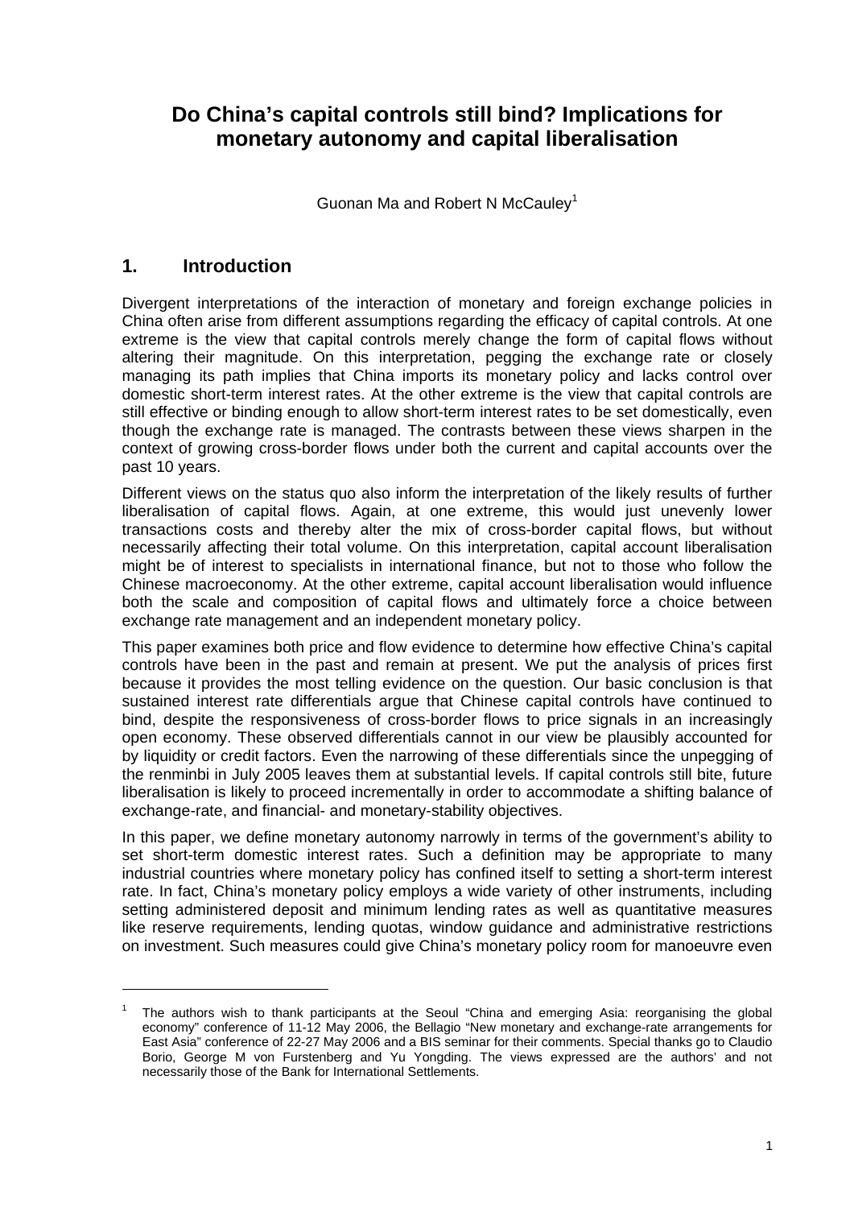# Do China's capital controls still bind? Implications for monetary autonomy and capital liberalisation

Guonan Ma and Robert N McCauley[1]

## 1. Introduction

Divergent interpretations of the interaction of monetary and foreign exchange policies in China often arise from different assumptions regarding the efficacy of capital controls. At one extreme is the view that capital controls merely change the form of capital flows without altering their magnitude. On this interpretation, pegging the exchange rate or closely managing its path implies that China imports its monetary policy and lacks control over domestic short-term interest rates. At the other extreme is the view that capital controls are still effective or binding enough to allow short-term interest rates to be set domestically, even though the exchange rate is managed. The contrasts between these views sharpen in the context of growing cross-border flows under both the current and capital accounts over the past 10 years.

Different views on the status quo also inform the interpretation of the likely results of further liberalisation of capital flows. Again, at one extreme, this would just unevenly lower transactions costs and thereby alter the mix of cross-border capital flows, but without necessarily affecting their total volume. On this interpretation, capital account liberalisation might be of interest to specialists in international finance, but not to those who follow the Chinese macroeconomy. At the other extreme, capital account liberalisation would influence both the scale and composition of capital flows and ultimately force a choice between exchange rate management and an independent monetary policy.

This paper examines both price and flow evidence to determine how effective China's capital controls have been in the past and remain at present. We put the analysis of prices first because it provides the most telling evidence on the question. Our basic conclusion is that sustained interest rate differentials argue that Chinese capital controls have continued to bind, despite the responsiveness of cross-border flows to price signals in an increasingly open economy. These observed differentials cannot in our view be plausibly accounted for by liquidity or credit factors. Even the narrowing of these differentials since the unpegging of the renminbi in July 2005 leaves them at substantial levels. If capital controls still bite, future liberalisation is likely to proceed incrementally in order to accommodate a shifting balance of exchange-rate, and financial- and monetary-stability objectives.

In this paper, we define monetary autonomy narrowly in terms of the government's ability to set short-term domestic interest rates. Such a definition may be appropriate to many industrial countries where monetary policy has confined itself to setting a short-term interest rate. In fact, China's monetary policy employs a wide variety of other instruments, including setting administered deposit and minimum lending rates as well as quantitative measures like reserve requirements, lending quotas, window guidance and administrative restrictions on investment. Such measures could give China's monetary policy room for manoeuvre even

---

[1] The authors wish to thank participants at the Seoul "China and emerging Asia: reorganising the global economy" conference of 11-12 May 2006, the Bellagio "New monetary and exchange-rate arrangements for East Asia" conference of 22-27 May 2006 and a BIS seminar for their comments. Special thanks go to Claudio Borio, George M von Furstenberg and Yu Yongding. The views expressed are the authors' and not necessarily those of the Bank for International Settlements.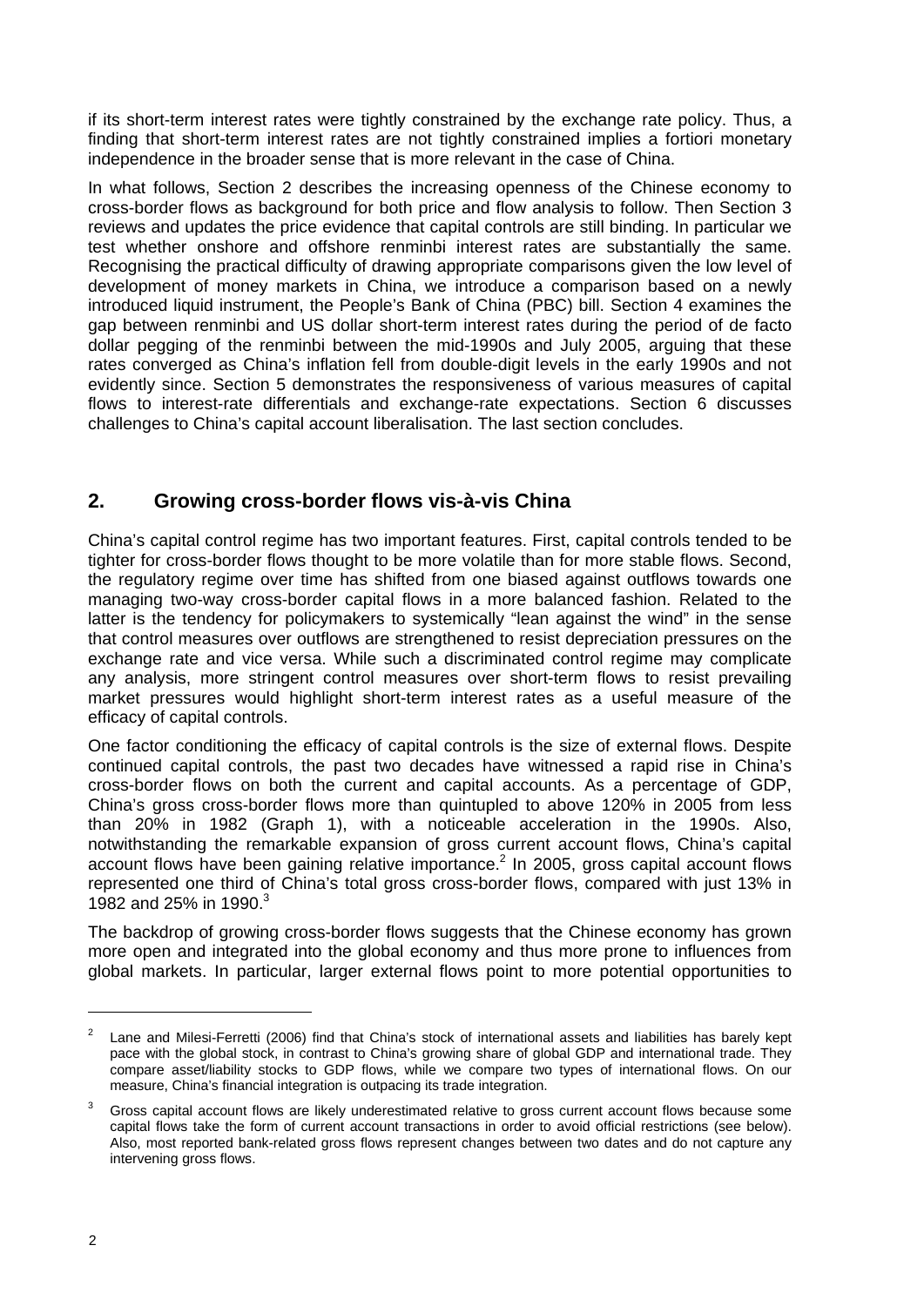if its short-term interest rates were tightly constrained by the exchange rate policy. Thus, a finding that short-term interest rates are not tightly constrained implies a fortiori monetary independence in the broader sense that is more relevant in the case of China.

In what follows, Section 2 describes the increasing openness of the Chinese economy to cross-border flows as background for both price and flow analysis to follow. Then Section 3 reviews and updates the price evidence that capital controls are still binding. In particular we test whether onshore and offshore renminbi interest rates are substantially the same. Recognising the practical difficulty of drawing appropriate comparisons given the low level of development of money markets in China, we introduce a comparison based on a newly introduced liquid instrument, the People's Bank of China (PBC) bill. Section 4 examines the gap between renminbi and US dollar short-term interest rates during the period of de facto dollar pegging of the renminbi between the mid-1990s and July 2005, arguing that these rates converged as China's inflation fell from double-digit levels in the early 1990s and not evidently since. Section 5 demonstrates the responsiveness of various measures of capital flows to interest-rate differentials and exchange-rate expectations. Section 6 discusses challenges to China's capital account liberalisation. The last section concludes.

## 2. Growing cross-border flows vis-à-vis China

China's capital control regime has two important features. First, capital controls tended to be tighter for cross-border flows thought to be more volatile than for more stable flows. Second, the regulatory regime over time has shifted from one biased against outflows towards one managing two-way cross-border capital flows in a more balanced fashion. Related to the latter is the tendency for policymakers to systemically "lean against the wind" in the sense that control measures over outflows are strengthened to resist depreciation pressures on the exchange rate and vice versa. While such a discriminated control regime may complicate any analysis, more stringent control measures over short-term flows to resist prevailing market pressures would highlight short-term interest rates as a useful measure of the efficacy of capital controls.

One factor conditioning the efficacy of capital controls is the size of external flows. Despite continued capital controls, the past two decades have witnessed a rapid rise in China's cross-border flows on both the current and capital accounts. As a percentage of GDP, China's gross cross-border flows more than quintupled to above 120% in 2005 from less than 20% in 1982 (Graph 1), with a noticeable acceleration in the 1990s. Also, notwithstanding the remarkable expansion of gross current account flows, China's capital account flows have been gaining relative importance.[2] In 2005, gross capital account flows represented one third of China's total gross cross-border flows, compared with just 13% in 1982 and 25% in 1990.[3]

The backdrop of growing cross-border flows suggests that the Chinese economy has grown more open and integrated into the global economy and thus more prone to influences from global markets. In particular, larger external flows point to more potential opportunities to

[2] Lane and Milesi-Ferretti (2006) find that China's stock of international assets and liabilities has barely kept pace with the global stock, in contrast to China's growing share of global GDP and international trade. They compare asset/liability stocks to GDP flows, while we compare two types of international flows. On our measure, China's financial integration is outpacing its trade integration.

[3] Gross capital account flows are likely underestimated relative to gross current account flows because some capital flows take the form of current account transactions in order to avoid official restrictions (see below). Also, most reported bank-related gross flows represent changes between two dates and do not capture any intervening gross flows.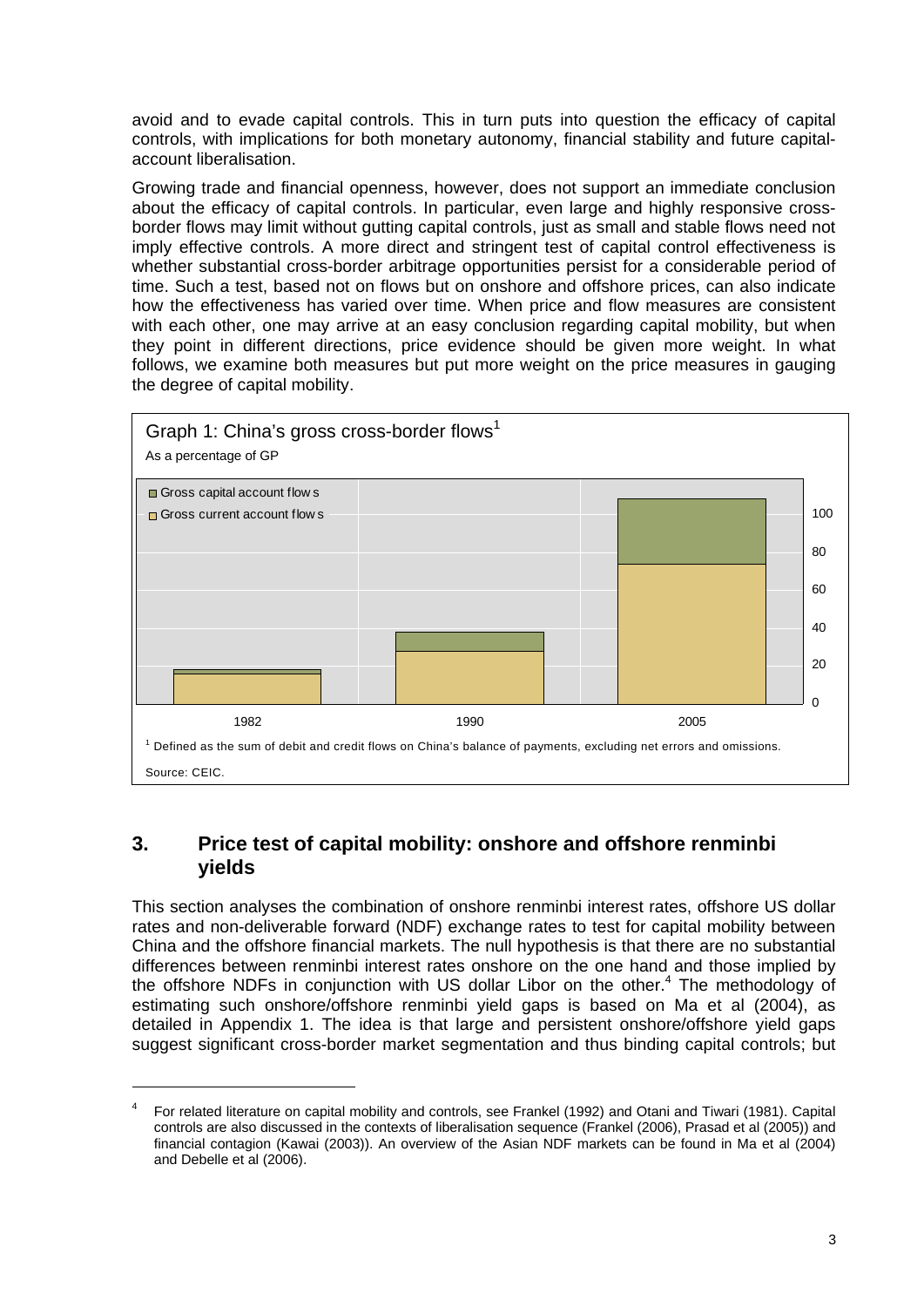avoid and to evade capital controls. This in turn puts into question the efficacy of capital controls, with implications for both monetary autonomy, financial stability and future capital-account liberalisation.

Growing trade and financial openness, however, does not support an immediate conclusion about the efficacy of capital controls. In particular, even large and highly responsive cross-border flows may limit without gutting capital controls, just as small and stable flows need not imply effective controls. A more direct and stringent test of capital control effectiveness is whether substantial cross-border arbitrage opportunities persist for a considerable period of time. Such a test, based not on flows but on onshore and offshore prices, can also indicate how the effectiveness has varied over time. When price and flow measures are consistent with each other, one may arrive at an easy conclusion regarding capital mobility, but when they point in different directions, price evidence should be given more weight. In what follows, we examine both measures but put more weight on the price measures in gauging the degree of capital mobility.

Graph 1: China's gross cross-border flows[1]

As a percentage of GP

- Gross capital account flows
- Gross current account flows

(Years shown: 1982, 1990, 2005; vertical axis 0–100)

[1] Defined as the sum of debit and credit flows on China's balance of payments, excluding net errors and omissions.

Source: CEIC.

## 3. Price test of capital mobility: onshore and offshore renminbi yields

This section analyses the combination of onshore renminbi interest rates, offshore US dollar rates and non-deliverable forward (NDF) exchange rates to test for capital mobility between China and the offshore financial markets. The null hypothesis is that there are no substantial differences between renminbi interest rates onshore on the one hand and those implied by the offshore NDFs in conjunction with US dollar Libor on the other.[4] The methodology of estimating such onshore/offshore renminbi yield gaps is based on Ma et al (2004), as detailed in Appendix 1. The idea is that large and persistent onshore/offshore yield gaps suggest significant cross-border market segmentation and thus binding capital controls; but

[4] For related literature on capital mobility and controls, see Frankel (1992) and Otani and Tiwari (1981). Capital controls are also discussed in the contexts of liberalisation sequence (Frankel (2006), Prasad et al (2005)) and financial contagion (Kawai (2003)). An overview of the Asian NDF markets can be found in Ma et al (2004) and Debelle et al (2006).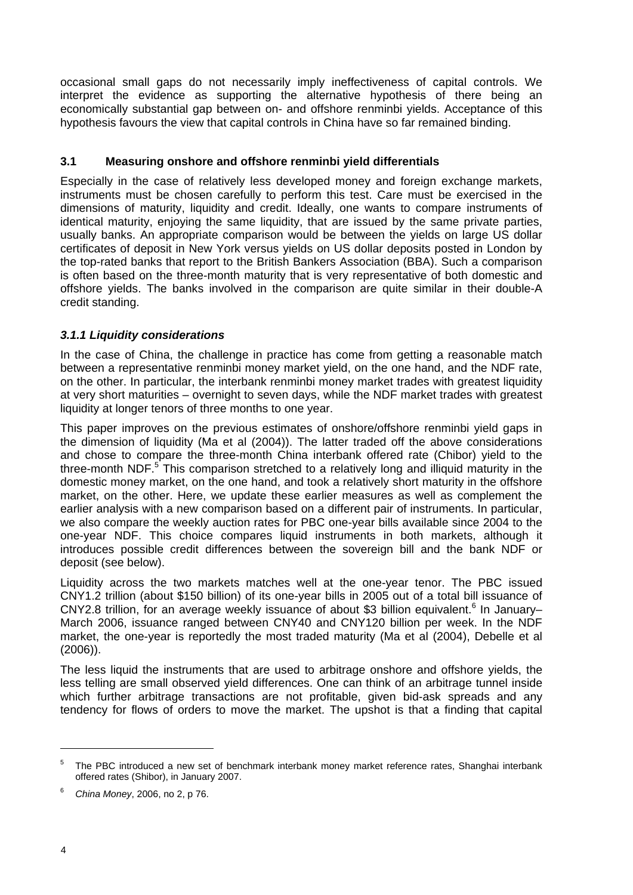occasional small gaps do not necessarily imply ineffectiveness of capital controls. We interpret the evidence as supporting the alternative hypothesis of there being an economically substantial gap between on- and offshore renminbi yields. Acceptance of this hypothesis favours the view that capital controls in China have so far remained binding.

### 3.1 Measuring onshore and offshore renminbi yield differentials

Especially in the case of relatively less developed money and foreign exchange markets, instruments must be chosen carefully to perform this test. Care must be exercised in the dimensions of maturity, liquidity and credit. Ideally, one wants to compare instruments of identical maturity, enjoying the same liquidity, that are issued by the same private parties, usually banks. An appropriate comparison would be between the yields on large US dollar certificates of deposit in New York versus yields on US dollar deposits posted in London by the top-rated banks that report to the British Bankers Association (BBA). Such a comparison is often based on the three-month maturity that is very representative of both domestic and offshore yields. The banks involved in the comparison are quite similar in their double-A credit standing.

#### *3.1.1 Liquidity considerations*

In the case of China, the challenge in practice has come from getting a reasonable match between a representative renminbi money market yield, on the one hand, and the NDF rate, on the other. In particular, the interbank renminbi money market trades with greatest liquidity at very short maturities – overnight to seven days, while the NDF market trades with greatest liquidity at longer tenors of three months to one year.

This paper improves on the previous estimates of onshore/offshore renminbi yield gaps in the dimension of liquidity (Ma et al (2004)). The latter traded off the above considerations and chose to compare the three-month China interbank offered rate (Chibor) yield to the three-month NDF.[5] This comparison stretched to a relatively long and illiquid maturity in the domestic money market, on the one hand, and took a relatively short maturity in the offshore market, on the other. Here, we update these earlier measures as well as complement the earlier analysis with a new comparison based on a different pair of instruments. In particular, we also compare the weekly auction rates for PBC one-year bills available since 2004 to the one-year NDF. This choice compares liquid instruments in both markets, although it introduces possible credit differences between the sovereign bill and the bank NDF or deposit (see below).

Liquidity across the two markets matches well at the one-year tenor. The PBC issued CNY1.2 trillion (about $150 billion) of its one-year bills in 2005 out of a total bill issuance of CNY2.8 trillion, for an average weekly issuance of about $3 billion equivalent.[6] In January–March 2006, issuance ranged between CNY40 and CNY120 billion per week. In the NDF market, the one-year is reportedly the most traded maturity (Ma et al (2004), Debelle et al (2006)).

The less liquid the instruments that are used to arbitrage onshore and offshore yields, the less telling are small observed yield differences. One can think of an arbitrage tunnel inside which further arbitrage transactions are not profitable, given bid-ask spreads and any tendency for flows of orders to move the market. The upshot is that a finding that capital

---

[5] The PBC introduced a new set of benchmark interbank money market reference rates, Shanghai interbank offered rates (Shibor), in January 2007.

[6] *China Money*, 2006, no 2, p 76.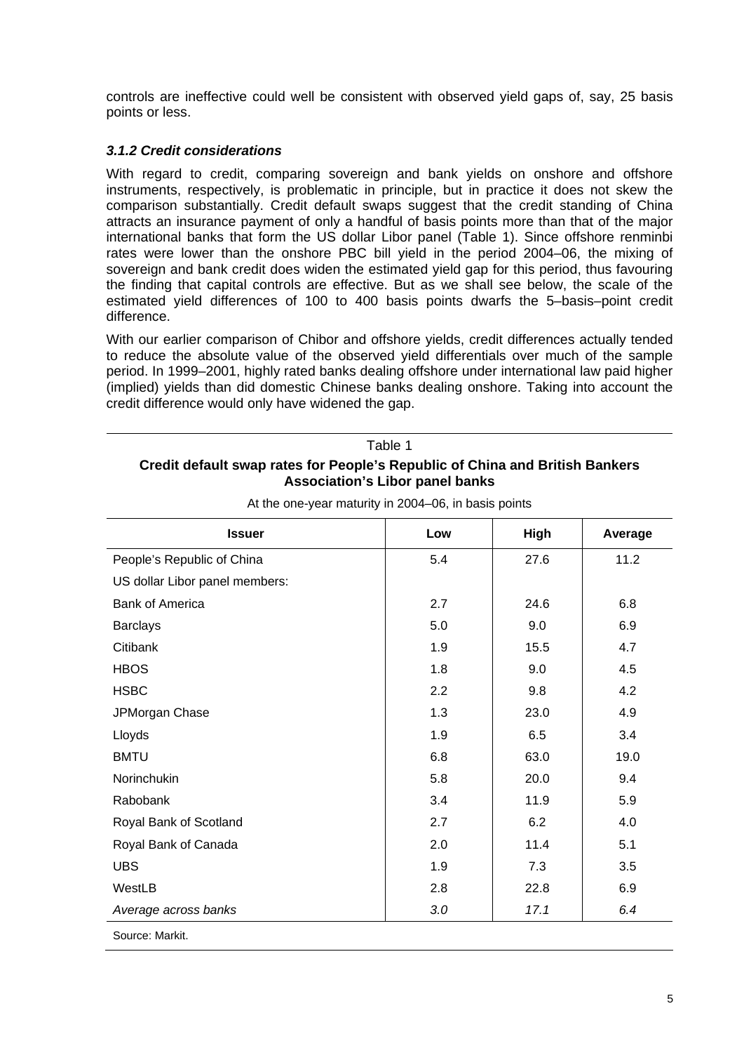controls are ineffective could well be consistent with observed yield gaps of, say, 25 basis points or less.

### *3.1.2 Credit considerations*

With regard to credit, comparing sovereign and bank yields on onshore and offshore instruments, respectively, is problematic in principle, but in practice it does not skew the comparison substantially. Credit default swaps suggest that the credit standing of China attracts an insurance payment of only a handful of basis points more than that of the major international banks that form the US dollar Libor panel (Table 1). Since offshore renminbi rates were lower than the onshore PBC bill yield in the period 2004–06, the mixing of sovereign and bank credit does widen the estimated yield gap for this period, thus favouring the finding that capital controls are effective. But as we shall see below, the scale of the estimated yield differences of 100 to 400 basis points dwarfs the 5–basis–point credit difference.

With our earlier comparison of Chibor and offshore yields, credit differences actually tended to reduce the absolute value of the observed yield differentials over much of the sample period. In 1999–2001, highly rated banks dealing offshore under international law paid higher (implied) yields than did domestic Chinese banks dealing onshore. Taking into account the credit difference would only have widened the gap.

Table 1

**Credit default swap rates for People's Republic of China and British Bankers Association's Libor panel banks**

At the one-year maturity in 2004–06, in basis points

| Issuer | Low | High | Average |
|---|---|---|---|
| People's Republic of China | 5.4 | 27.6 | 11.2 |
| US dollar Libor panel members: | | | |
| Bank of America | 2.7 | 24.6 | 6.8 |
| Barclays | 5.0 | 9.0 | 6.9 |
| Citibank | 1.9 | 15.5 | 4.7 |
| HBOS | 1.8 | 9.0 | 4.5 |
| HSBC | 2.2 | 9.8 | 4.2 |
| JPMorgan Chase | 1.3 | 23.0 | 4.9 |
| Lloyds | 1.9 | 6.5 | 3.4 |
| BMTU | 6.8 | 63.0 | 19.0 |
| Norinchukin | 5.8 | 20.0 | 9.4 |
| Rabobank | 3.4 | 11.9 | 5.9 |
| Royal Bank of Scotland | 2.7 | 6.2 | 4.0 |
| Royal Bank of Canada | 2.0 | 11.4 | 5.1 |
| UBS | 1.9 | 7.3 | 3.5 |
| WestLB | 2.8 | 22.8 | 6.9 |
| *Average across banks* | *3.0* | *17.1* | *6.4* |

Source: Markit.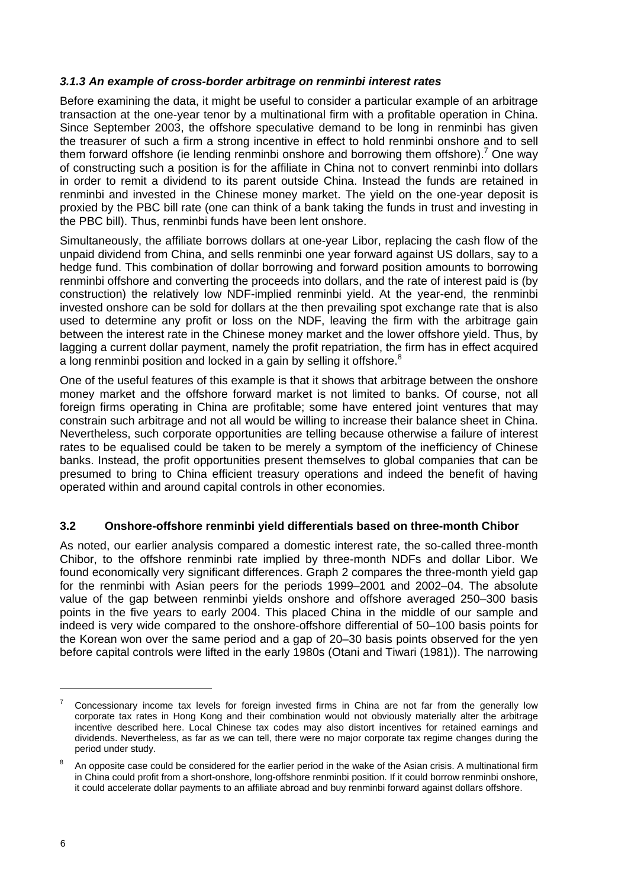### *3.1.3 An example of cross-border arbitrage on renminbi interest rates*

Before examining the data, it might be useful to consider a particular example of an arbitrage transaction at the one-year tenor by a multinational firm with a profitable operation in China. Since September 2003, the offshore speculative demand to be long in renminbi has given the treasurer of such a firm a strong incentive in effect to hold renminbi onshore and to sell them forward offshore (ie lending renminbi onshore and borrowing them offshore).[7] One way of constructing such a position is for the affiliate in China not to convert renminbi into dollars in order to remit a dividend to its parent outside China. Instead the funds are retained in renminbi and invested in the Chinese money market. The yield on the one-year deposit is proxied by the PBC bill rate (one can think of a bank taking the funds in trust and investing in the PBC bill). Thus, renminbi funds have been lent onshore.

Simultaneously, the affiliate borrows dollars at one-year Libor, replacing the cash flow of the unpaid dividend from China, and sells renminbi one year forward against US dollars, say to a hedge fund. This combination of dollar borrowing and forward position amounts to borrowing renminbi offshore and converting the proceeds into dollars, and the rate of interest paid is (by construction) the relatively low NDF-implied renminbi yield. At the year-end, the renminbi invested onshore can be sold for dollars at the then prevailing spot exchange rate that is also used to determine any profit or loss on the NDF, leaving the firm with the arbitrage gain between the interest rate in the Chinese money market and the lower offshore yield. Thus, by lagging a current dollar payment, namely the profit repatriation, the firm has in effect acquired a long renminbi position and locked in a gain by selling it offshore.[8]

One of the useful features of this example is that it shows that arbitrage between the onshore money market and the offshore forward market is not limited to banks. Of course, not all foreign firms operating in China are profitable; some have entered joint ventures that may constrain such arbitrage and not all would be willing to increase their balance sheet in China. Nevertheless, such corporate opportunities are telling because otherwise a failure of interest rates to be equalised could be taken to be merely a symptom of the inefficiency of Chinese banks. Instead, the profit opportunities present themselves to global companies that can be presumed to bring to China efficient treasury operations and indeed the benefit of having operated within and around capital controls in other economies.

### 3.2 Onshore-offshore renminbi yield differentials based on three-month Chibor

As noted, our earlier analysis compared a domestic interest rate, the so-called three-month Chibor, to the offshore renminbi rate implied by three-month NDFs and dollar Libor. We found economically very significant differences. Graph 2 compares the three-month yield gap for the renminbi with Asian peers for the periods 1999–2001 and 2002–04. The absolute value of the gap between renminbi yields onshore and offshore averaged 250–300 basis points in the five years to early 2004. This placed China in the middle of our sample and indeed is very wide compared to the onshore-offshore differential of 50–100 basis points for the Korean won over the same period and a gap of 20–30 basis points observed for the yen before capital controls were lifted in the early 1980s (Otani and Tiwari (1981)). The narrowing

---

[7] Concessionary income tax levels for foreign invested firms in China are not far from the generally low corporate tax rates in Hong Kong and their combination would not obviously materially alter the arbitrage incentive described here. Local Chinese tax codes may also distort incentives for retained earnings and dividends. Nevertheless, as far as we can tell, there were no major corporate tax regime changes during the period under study.

[8] An opposite case could be considered for the earlier period in the wake of the Asian crisis. A multinational firm in China could profit from a short-onshore, long-offshore renminbi position. If it could borrow renminbi onshore, it could accelerate dollar payments to an affiliate abroad and buy renminbi forward against dollars offshore.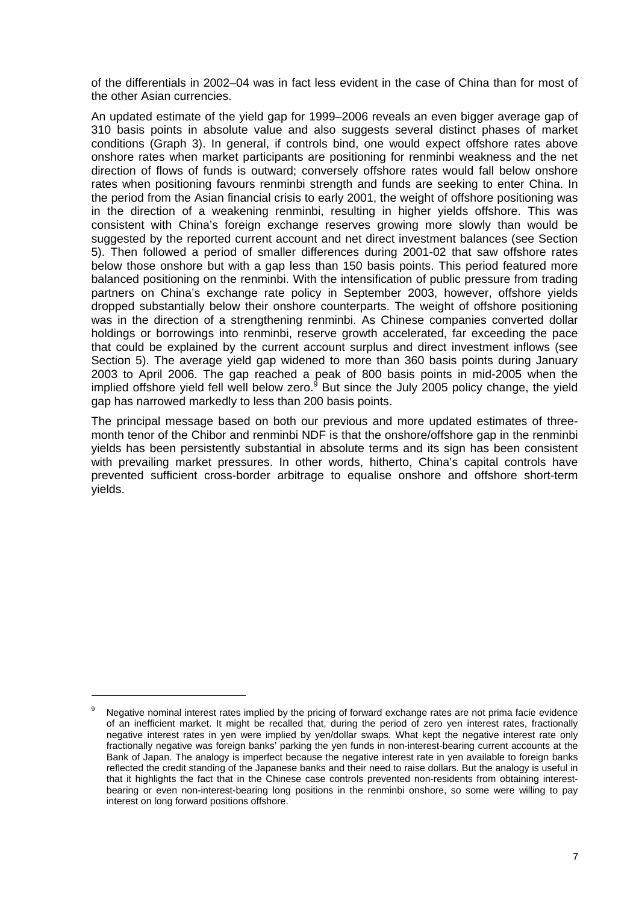of the differentials in 2002–04 was in fact less evident in the case of China than for most of the other Asian currencies.

An updated estimate of the yield gap for 1999–2006 reveals an even bigger average gap of 310 basis points in absolute value and also suggests several distinct phases of market conditions (Graph 3). In general, if controls bind, one would expect offshore rates above onshore rates when market participants are positioning for renminbi weakness and the net direction of flows of funds is outward; conversely offshore rates would fall below onshore rates when positioning favours renminbi strength and funds are seeking to enter China. In the period from the Asian financial crisis to early 2001, the weight of offshore positioning was in the direction of a weakening renminbi, resulting in higher yields offshore. This was consistent with China's foreign exchange reserves growing more slowly than would be suggested by the reported current account and net direct investment balances (see Section 5). Then followed a period of smaller differences during 2001-02 that saw offshore rates below those onshore but with a gap less than 150 basis points. This period featured more balanced positioning on the renminbi. With the intensification of public pressure from trading partners on China's exchange rate policy in September 2003, however, offshore yields dropped substantially below their onshore counterparts. The weight of offshore positioning was in the direction of a strengthening renminbi. As Chinese companies converted dollar holdings or borrowings into renminbi, reserve growth accelerated, far exceeding the pace that could be explained by the current account surplus and direct investment inflows (see Section 5). The average yield gap widened to more than 360 basis points during January 2003 to April 2006. The gap reached a peak of 800 basis points in mid-2005 when the implied offshore yield fell well below zero.[9] But since the July 2005 policy change, the yield gap has narrowed markedly to less than 200 basis points.

The principal message based on both our previous and more updated estimates of three-month tenor of the Chibor and renminbi NDF is that the onshore/offshore gap in the renminbi yields has been persistently substantial in absolute terms and its sign has been consistent with prevailing market pressures. In other words, hitherto, China's capital controls have prevented sufficient cross-border arbitrage to equalise onshore and offshore short-term yields.

---

[9] Negative nominal interest rates implied by the pricing of forward exchange rates are not prima facie evidence of an inefficient market. It might be recalled that, during the period of zero yen interest rates, fractionally negative interest rates in yen were implied by yen/dollar swaps. What kept the negative interest rate only fractionally negative was foreign banks' parking the yen funds in non-interest-bearing current accounts at the Bank of Japan. The analogy is imperfect because the negative interest rate in yen available to foreign banks reflected the credit standing of the Japanese banks and their need to raise dollars. But the analogy is useful in that it highlights the fact that in the Chinese case controls prevented non-residents from obtaining interest-bearing or even non-interest-bearing long positions in the renminbi onshore, so some were willing to pay interest on long forward positions offshore.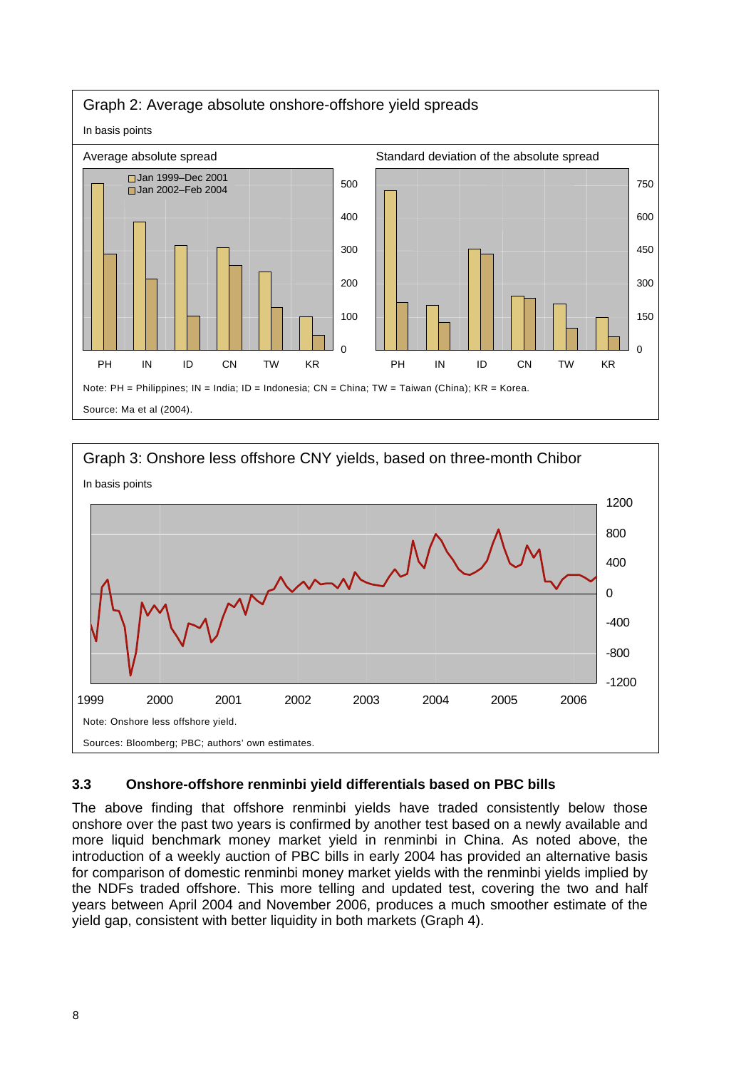Graph 2: Average absolute onshore-offshore yield spreads

In basis points

Average absolute spread — Standard deviation of the absolute spread

Jan 1999–Dec 2001
Jan 2002–Feb 2004

Note: PH = Philippines; IN = India; ID = Indonesia; CN = China; TW = Taiwan (China); KR = Korea.

Source: Ma et al (2004).

Graph 3: Onshore less offshore CNY yields, based on three-month Chibor

In basis points

Note: Onshore less offshore yield.

Sources: Bloomberg; PBC; authors' own estimates.

### 3.3 Onshore-offshore renminbi yield differentials based on PBC bills

The above finding that offshore renminbi yields have traded consistently below those onshore over the past two years is confirmed by another test based on a newly available and more liquid benchmark money market yield in renminbi in China. As noted above, the introduction of a weekly auction of PBC bills in early 2004 has provided an alternative basis for comparison of domestic renminbi money market yields with the renminbi yields implied by the NDFs traded offshore. This more telling and updated test, covering the two and half years between April 2004 and November 2006, produces a much smoother estimate of the yield gap, consistent with better liquidity in both markets (Graph 4).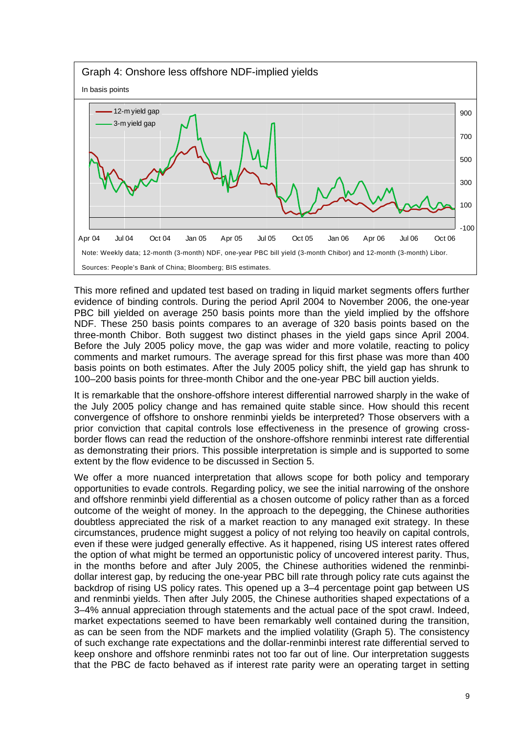Graph 4: Onshore less offshore NDF-implied yields

In basis points

Note: Weekly data; 12-month (3-month) NDF, one-year PBC bill yield (3-month Chibor) and 12-month (3-month) Libor.

Sources: People's Bank of China; Bloomberg; BIS estimates.

This more refined and updated test based on trading in liquid market segments offers further evidence of binding controls. During the period April 2004 to November 2006, the one-year PBC bill yielded on average 250 basis points more than the yield implied by the offshore NDF. These 250 basis points compares to an average of 320 basis points based on the three-month Chibor. Both suggest two distinct phases in the yield gaps since April 2004. Before the July 2005 policy move, the gap was wider and more volatile, reacting to policy comments and market rumours. The average spread for this first phase was more than 400 basis points on both estimates. After the July 2005 policy shift, the yield gap has shrunk to 100–200 basis points for three-month Chibor and the one-year PBC bill auction yields.

It is remarkable that the onshore-offshore interest differential narrowed sharply in the wake of the July 2005 policy change and has remained quite stable since. How should this recent convergence of offshore to onshore renminbi yields be interpreted? Those observers with a prior conviction that capital controls lose effectiveness in the presence of growing cross-border flows can read the reduction of the onshore-offshore renminbi interest rate differential as demonstrating their priors. This possible interpretation is simple and is supported to some extent by the flow evidence to be discussed in Section 5.

We offer a more nuanced interpretation that allows scope for both policy and temporary opportunities to evade controls. Regarding policy, we see the initial narrowing of the onshore and offshore renminbi yield differential as a chosen outcome of policy rather than as a forced outcome of the weight of money. In the approach to the depegging, the Chinese authorities doubtless appreciated the risk of a market reaction to any managed exit strategy. In these circumstances, prudence might suggest a policy of not relying too heavily on capital controls, even if these were judged generally effective. As it happened, rising US interest rates offered the option of what might be termed an opportunistic policy of uncovered interest parity. Thus, in the months before and after July 2005, the Chinese authorities widened the renminbi-dollar interest gap, by reducing the one-year PBC bill rate through policy rate cuts against the backdrop of rising US policy rates. This opened up a 3–4 percentage point gap between US and renminbi yields. Then after July 2005, the Chinese authorities shaped expectations of a 3–4% annual appreciation through statements and the actual pace of the spot crawl. Indeed, market expectations seemed to have been remarkably well contained during the transition, as can be seen from the NDF markets and the implied volatility (Graph 5). The consistency of such exchange rate expectations and the dollar-renminbi interest rate differential served to keep onshore and offshore renminbi rates not too far out of line. Our interpretation suggests that the PBC de facto behaved as if interest rate parity were an operating target in setting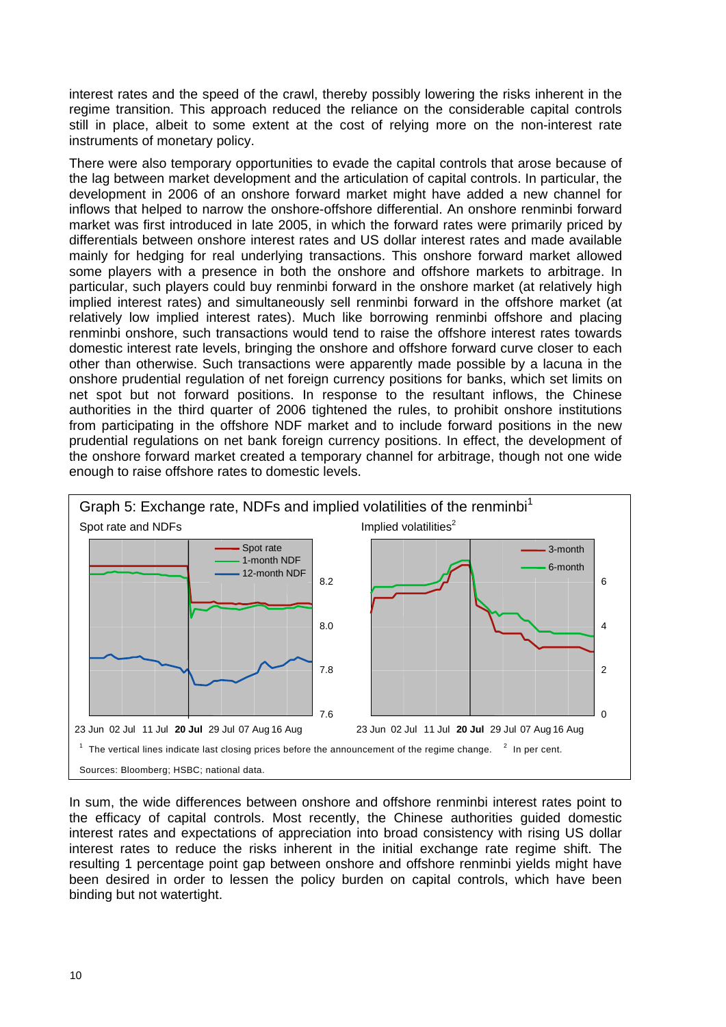interest rates and the speed of the crawl, thereby possibly lowering the risks inherent in the regime transition. This approach reduced the reliance on the considerable capital controls still in place, albeit to some extent at the cost of relying more on the non-interest rate instruments of monetary policy.

There were also temporary opportunities to evade the capital controls that arose because of the lag between market development and the articulation of capital controls. In particular, the development in 2006 of an onshore forward market might have added a new channel for inflows that helped to narrow the onshore-offshore differential. An onshore renminbi forward market was first introduced in late 2005, in which the forward rates were primarily priced by differentials between onshore interest rates and US dollar interest rates and made available mainly for hedging for real underlying transactions. This onshore forward market allowed some players with a presence in both the onshore and offshore markets to arbitrage. In particular, such players could buy renminbi forward in the onshore market (at relatively high implied interest rates) and simultaneously sell renminbi forward in the offshore market (at relatively low implied interest rates). Much like borrowing renminbi offshore and placing renminbi onshore, such transactions would tend to raise the offshore interest rates towards domestic interest rate levels, bringing the onshore and offshore forward curve closer to each other than otherwise. Such transactions were apparently made possible by a lacuna in the onshore prudential regulation of net foreign currency positions for banks, which set limits on net spot but not forward positions. In response to the resultant inflows, the Chinese authorities in the third quarter of 2006 tightened the rules, to prohibit onshore institutions from participating in the offshore NDF market and to include forward positions in the new prudential regulations on net bank foreign currency positions. In effect, the development of the onshore forward market created a temporary channel for arbitrage, though not one wide enough to raise offshore rates to domestic levels.

Graph 5: Exchange rate, NDFs and implied volatilities of the renminbi[1]

Spot rate and NDFs — Implied volatilities[2]

[1] The vertical lines indicate last closing prices before the announcement of the regime change. [2] In per cent.

Sources: Bloomberg; HSBC; national data.

In sum, the wide differences between onshore and offshore renminbi interest rates point to the efficacy of capital controls. Most recently, the Chinese authorities guided domestic interest rates and expectations of appreciation into broad consistency with rising US dollar interest rates to reduce the risks inherent in the initial exchange rate regime shift. The resulting 1 percentage point gap between onshore and offshore renminbi yields might have been desired in order to lessen the policy burden on capital controls, which have been binding but not watertight.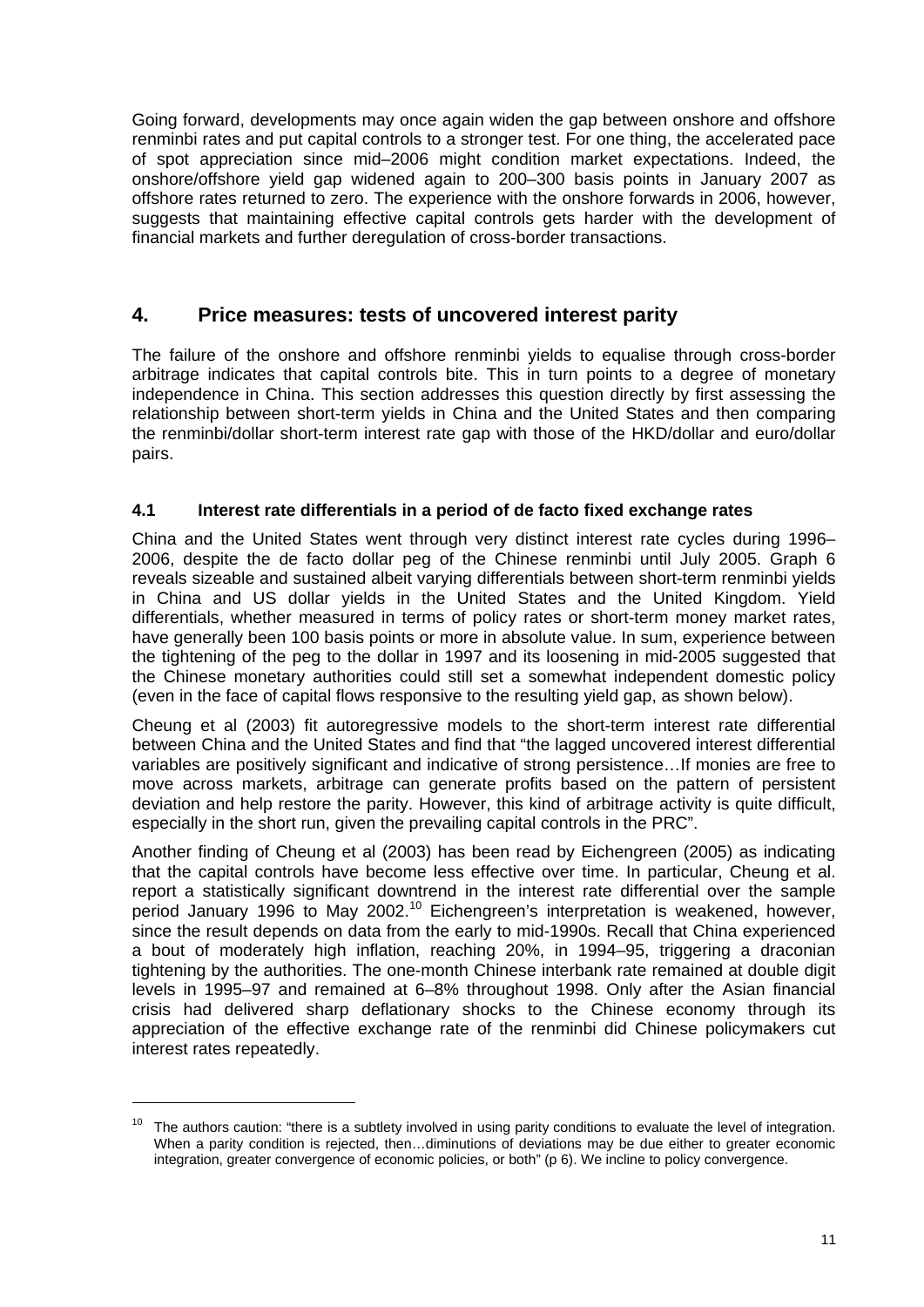Going forward, developments may once again widen the gap between onshore and offshore renminbi rates and put capital controls to a stronger test. For one thing, the accelerated pace of spot appreciation since mid–2006 might condition market expectations. Indeed, the onshore/offshore yield gap widened again to 200–300 basis points in January 2007 as offshore rates returned to zero. The experience with the onshore forwards in 2006, however, suggests that maintaining effective capital controls gets harder with the development of financial markets and further deregulation of cross-border transactions.

## 4. Price measures: tests of uncovered interest parity

The failure of the onshore and offshore renminbi yields to equalise through cross-border arbitrage indicates that capital controls bite. This in turn points to a degree of monetary independence in China. This section addresses this question directly by first assessing the relationship between short-term yields in China and the United States and then comparing the renminbi/dollar short-term interest rate gap with those of the HKD/dollar and euro/dollar pairs.

### 4.1 Interest rate differentials in a period of de facto fixed exchange rates

China and the United States went through very distinct interest rate cycles during 1996–2006, despite the de facto dollar peg of the Chinese renminbi until July 2005. Graph 6 reveals sizeable and sustained albeit varying differentials between short-term renminbi yields in China and US dollar yields in the United States and the United Kingdom. Yield differentials, whether measured in terms of policy rates or short-term money market rates, have generally been 100 basis points or more in absolute value. In sum, experience between the tightening of the peg to the dollar in 1997 and its loosening in mid-2005 suggested that the Chinese monetary authorities could still set a somewhat independent domestic policy (even in the face of capital flows responsive to the resulting yield gap, as shown below).

Cheung et al (2003) fit autoregressive models to the short-term interest rate differential between China and the United States and find that "the lagged uncovered interest differential variables are positively significant and indicative of strong persistence…If monies are free to move across markets, arbitrage can generate profits based on the pattern of persistent deviation and help restore the parity. However, this kind of arbitrage activity is quite difficult, especially in the short run, given the prevailing capital controls in the PRC".

Another finding of Cheung et al (2003) has been read by Eichengreen (2005) as indicating that the capital controls have become less effective over time. In particular, Cheung et al. report a statistically significant downtrend in the interest rate differential over the sample period January 1996 to May 2002.[10] Eichengreen's interpretation is weakened, however, since the result depends on data from the early to mid-1990s. Recall that China experienced a bout of moderately high inflation, reaching 20%, in 1994–95, triggering a draconian tightening by the authorities. The one-month Chinese interbank rate remained at double digit levels in 1995–97 and remained at 6–8% throughout 1998. Only after the Asian financial crisis had delivered sharp deflationary shocks to the Chinese economy through its appreciation of the effective exchange rate of the renminbi did Chinese policymakers cut interest rates repeatedly.

---

[10] The authors caution: "there is a subtlety involved in using parity conditions to evaluate the level of integration. When a parity condition is rejected, then…diminutions of deviations may be due either to greater economic integration, greater convergence of economic policies, or both" (p 6). We incline to policy convergence.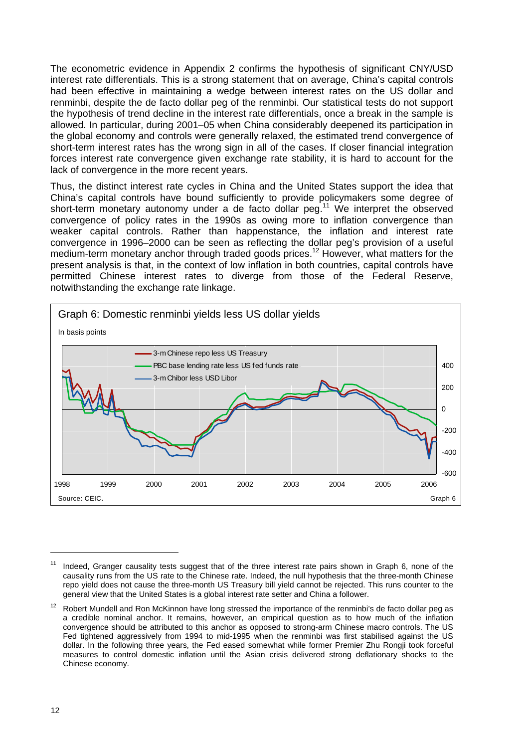The econometric evidence in Appendix 2 confirms the hypothesis of significant CNY/USD interest rate differentials. This is a strong statement that on average, China's capital controls had been effective in maintaining a wedge between interest rates on the US dollar and renminbi, despite the de facto dollar peg of the renminbi. Our statistical tests do not support the hypothesis of trend decline in the interest rate differentials, once a break in the sample is allowed. In particular, during 2001–05 when China considerably deepened its participation in the global economy and controls were generally relaxed, the estimated trend convergence of short-term interest rates has the wrong sign in all of the cases. If closer financial integration forces interest rate convergence given exchange rate stability, it is hard to account for the lack of convergence in the more recent years.

Thus, the distinct interest rate cycles in China and the United States support the idea that China's capital controls have bound sufficiently to provide policymakers some degree of short-term monetary autonomy under a de facto dollar peg.[11] We interpret the observed convergence of policy rates in the 1990s as owing more to inflation convergence than weaker capital controls. Rather than happenstance, the inflation and interest rate convergence in 1996–2000 can be seen as reflecting the dollar peg's provision of a useful medium-term monetary anchor through traded goods prices.[12] However, what matters for the present analysis is that, in the context of low inflation in both countries, capital controls have permitted Chinese interest rates to diverge from those of the Federal Reserve, notwithstanding the exchange rate linkage.

Graph 6: Domestic renminbi yields less US dollar yields

In basis points

Source: CEIC.

---

[11] Indeed, Granger causality tests suggest that of the three interest rate pairs shown in Graph 6, none of the causality runs from the US rate to the Chinese rate. Indeed, the null hypothesis that the three-month Chinese repo yield does not cause the three-month US Treasury bill yield cannot be rejected. This runs counter to the general view that the United States is a global interest rate setter and China a follower.

[12] Robert Mundell and Ron McKinnon have long stressed the importance of the renminbi's de facto dollar peg as a credible nominal anchor. It remains, however, an empirical question as to how much of the inflation convergence should be attributed to this anchor as opposed to strong-arm Chinese macro controls. The US Fed tightened aggressively from 1994 to mid-1995 when the renminbi was first stabilised against the US dollar. In the following three years, the Fed eased somewhat while former Premier Zhu Rongji took forceful measures to control domestic inflation until the Asian crisis delivered strong deflationary shocks to the Chinese economy.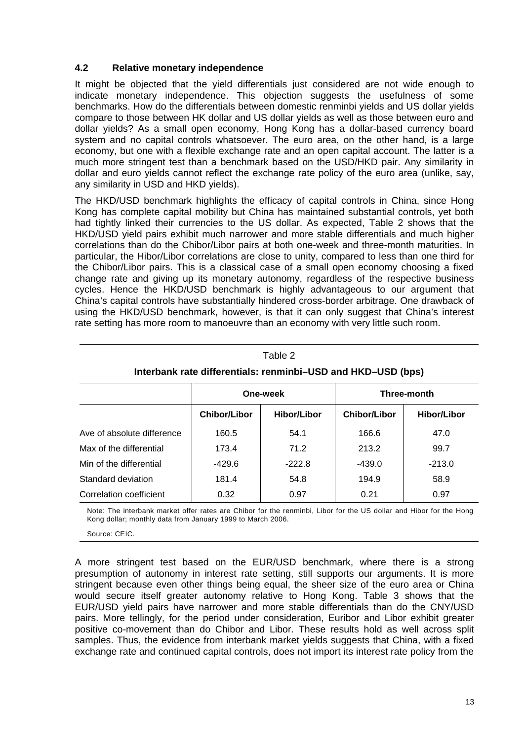### 4.2 Relative monetary independence

It might be objected that the yield differentials just considered are not wide enough to indicate monetary independence. This objection suggests the usefulness of some benchmarks. How do the differentials between domestic renminbi yields and US dollar yields compare to those between HK dollar and US dollar yields as well as those between euro and dollar yields? As a small open economy, Hong Kong has a dollar-based currency board system and no capital controls whatsoever. The euro area, on the other hand, is a large economy, but one with a flexible exchange rate and an open capital account. The latter is a much more stringent test than a benchmark based on the USD/HKD pair. Any similarity in dollar and euro yields cannot reflect the exchange rate policy of the euro area (unlike, say, any similarity in USD and HKD yields).

The HKD/USD benchmark highlights the efficacy of capital controls in China, since Hong Kong has complete capital mobility but China has maintained substantial controls, yet both had tightly linked their currencies to the US dollar. As expected, Table 2 shows that the HKD/USD yield pairs exhibit much narrower and more stable differentials and much higher correlations than do the Chibor/Libor pairs at both one-week and three-month maturities. In particular, the Hibor/Libor correlations are close to unity, compared to less than one third for the Chibor/Libor pairs. This is a classical case of a small open economy choosing a fixed change rate and giving up its monetary autonomy, regardless of the respective business cycles. Hence the HKD/USD benchmark is highly advantageous to our argument that China's capital controls have substantially hindered cross-border arbitrage. One drawback of using the HKD/USD benchmark, however, is that it can only suggest that China's interest rate setting has more room to manoeuvre than an economy with very little such room.

Table 2

**Interbank rate differentials: renminbi–USD and HKD–USD (bps)**

| | One-week | | Three-month | |
|---|---|---|---|---|
| | Chibor/Libor | Hibor/Libor | Chibor/Libor | Hibor/Libor |
| Ave of absolute difference | 160.5 | 54.1 | 166.6 | 47.0 |
| Max of the differential | 173.4 | 71.2 | 213.2 | 99.7 |
| Min of the differential | -429.6 | -222.8 | -439.0 | -213.0 |
| Standard deviation | 181.4 | 54.8 | 194.9 | 58.9 |
| Correlation coefficient | 0.32 | 0.97 | 0.21 | 0.97 |

Note: The interbank market offer rates are Chibor for the renminbi, Libor for the US dollar and Hibor for the Hong Kong dollar; monthly data from January 1999 to March 2006.

Source: CEIC.

A more stringent test based on the EUR/USD benchmark, where there is a strong presumption of autonomy in interest rate setting, still supports our arguments. It is more stringent because even other things being equal, the sheer size of the euro area or China would secure itself greater autonomy relative to Hong Kong. Table 3 shows that the EUR/USD yield pairs have narrower and more stable differentials than do the CNY/USD pairs. More tellingly, for the period under consideration, Euribor and Libor exhibit greater positive co-movement than do Chibor and Libor. These results hold as well across split samples. Thus, the evidence from interbank market yields suggests that China, with a fixed exchange rate and continued capital controls, does not import its interest rate policy from the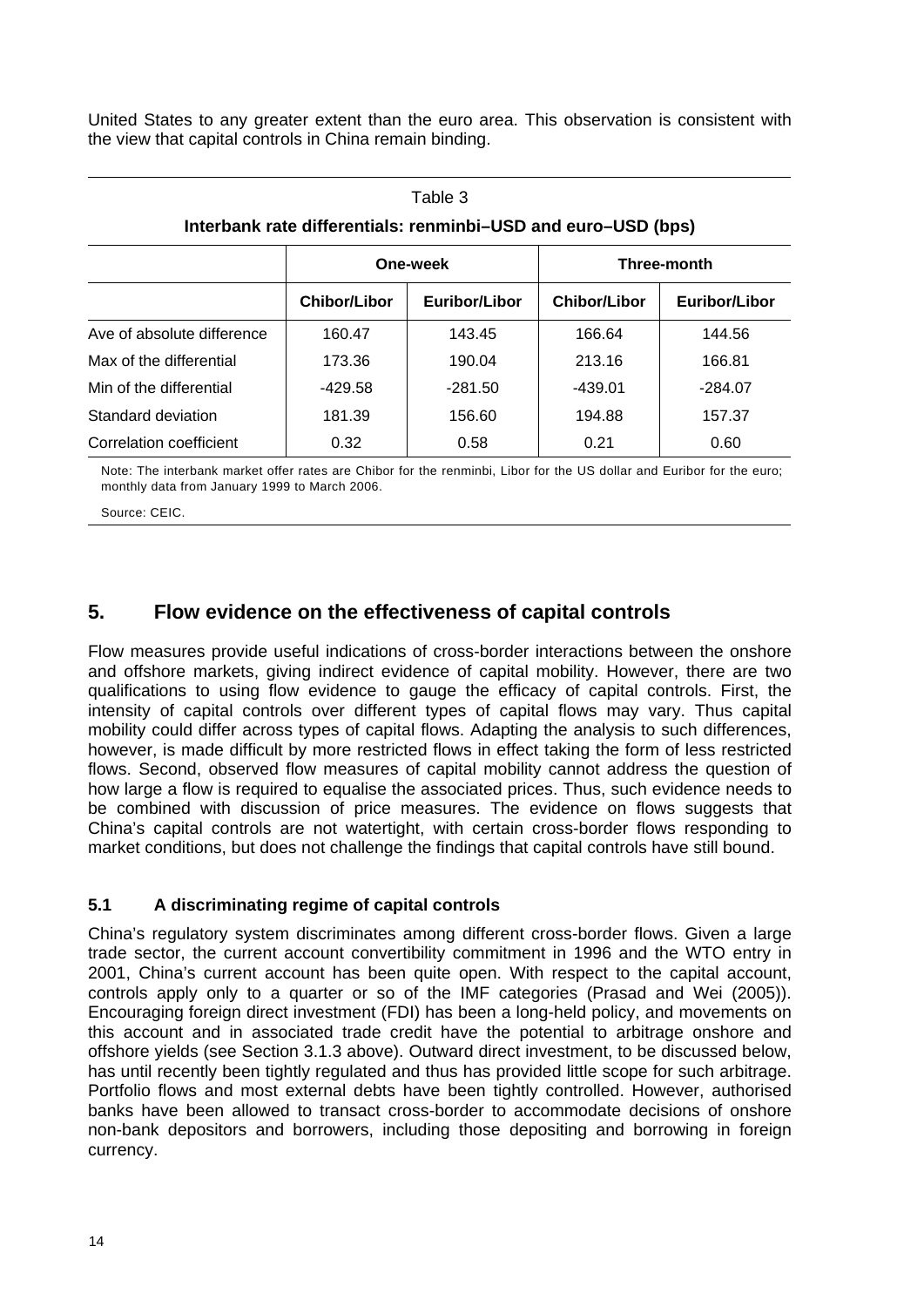United States to any greater extent than the euro area. This observation is consistent with the view that capital controls in China remain binding.

Table 3

**Interbank rate differentials: renminbi–USD and euro–USD (bps)**

| | One-week | | Three-month | |
|---|---|---|---|---|
| | Chibor/Libor | Euribor/Libor | Chibor/Libor | Euribor/Libor |
| Ave of absolute difference | 160.47 | 143.45 | 166.64 | 144.56 |
| Max of the differential | 173.36 | 190.04 | 213.16 | 166.81 |
| Min of the differential | -429.58 | -281.50 | -439.01 | -284.07 |
| Standard deviation | 181.39 | 156.60 | 194.88 | 157.37 |
| Correlation coefficient | 0.32 | 0.58 | 0.21 | 0.60 |

Note: The interbank market offer rates are Chibor for the renminbi, Libor for the US dollar and Euribor for the euro; monthly data from January 1999 to March 2006.

Source: CEIC.

## 5. Flow evidence on the effectiveness of capital controls

Flow measures provide useful indications of cross-border interactions between the onshore and offshore markets, giving indirect evidence of capital mobility. However, there are two qualifications to using flow evidence to gauge the efficacy of capital controls. First, the intensity of capital controls over different types of capital flows may vary. Thus capital mobility could differ across types of capital flows. Adapting the analysis to such differences, however, is made difficult by more restricted flows in effect taking the form of less restricted flows. Second, observed flow measures of capital mobility cannot address the question of how large a flow is required to equalise the associated prices. Thus, such evidence needs to be combined with discussion of price measures. The evidence on flows suggests that China's capital controls are not watertight, with certain cross-border flows responding to market conditions, but does not challenge the findings that capital controls have still bound.

### 5.1 A discriminating regime of capital controls

China's regulatory system discriminates among different cross-border flows. Given a large trade sector, the current account convertibility commitment in 1996 and the WTO entry in 2001, China's current account has been quite open. With respect to the capital account, controls apply only to a quarter or so of the IMF categories (Prasad and Wei (2005)). Encouraging foreign direct investment (FDI) has been a long-held policy, and movements on this account and in associated trade credit have the potential to arbitrage onshore and offshore yields (see Section 3.1.3 above). Outward direct investment, to be discussed below, has until recently been tightly regulated and thus has provided little scope for such arbitrage. Portfolio flows and most external debts have been tightly controlled. However, authorised banks have been allowed to transact cross-border to accommodate decisions of onshore non-bank depositors and borrowers, including those depositing and borrowing in foreign currency.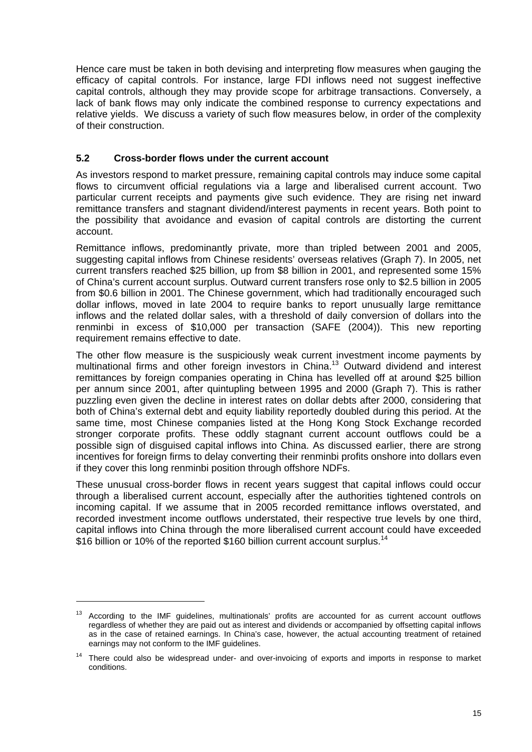Hence care must be taken in both devising and interpreting flow measures when gauging the efficacy of capital controls. For instance, large FDI inflows need not suggest ineffective capital controls, although they may provide scope for arbitrage transactions. Conversely, a lack of bank flows may only indicate the combined response to currency expectations and relative yields. We discuss a variety of such flow measures below, in order of the complexity of their construction.

### 5.2 Cross-border flows under the current account

As investors respond to market pressure, remaining capital controls may induce some capital flows to circumvent official regulations via a large and liberalised current account. Two particular current receipts and payments give such evidence. They are rising net inward remittance transfers and stagnant dividend/interest payments in recent years. Both point to the possibility that avoidance and evasion of capital controls are distorting the current account.

Remittance inflows, predominantly private, more than tripled between 2001 and 2005, suggesting capital inflows from Chinese residents' overseas relatives (Graph 7). In 2005, net current transfers reached $25 billion, up from $8 billion in 2001, and represented some 15% of China's current account surplus. Outward current transfers rose only to $2.5 billion in 2005 from $0.6 billion in 2001. The Chinese government, which had traditionally encouraged such dollar inflows, moved in late 2004 to require banks to report unusually large remittance inflows and the related dollar sales, with a threshold of daily conversion of dollars into the renminbi in excess of $10,000 per transaction (SAFE (2004)). This new reporting requirement remains effective to date.

The other flow measure is the suspiciously weak current investment income payments by multinational firms and other foreign investors in China.[13] Outward dividend and interest remittances by foreign companies operating in China has levelled off at around $25 billion per annum since 2001, after quintupling between 1995 and 2000 (Graph 7). This is rather puzzling even given the decline in interest rates on dollar debts after 2000, considering that both of China's external debt and equity liability reportedly doubled during this period. At the same time, most Chinese companies listed at the Hong Kong Stock Exchange recorded stronger corporate profits. These oddly stagnant current account outflows could be a possible sign of disguised capital inflows into China. As discussed earlier, there are strong incentives for foreign firms to delay converting their renminbi profits onshore into dollars even if they cover this long renminbi position through offshore NDFs.

These unusual cross-border flows in recent years suggest that capital inflows could occur through a liberalised current account, especially after the authorities tightened controls on incoming capital. If we assume that in 2005 recorded remittance inflows overstated, and recorded investment income outflows understated, their respective true levels by one third, capital inflows into China through the more liberalised current account could have exceeded $16 billion or 10% of the reported $160 billion current account surplus.[14]

---

[13] According to the IMF guidelines, multinationals' profits are accounted for as current account outflows regardless of whether they are paid out as interest and dividends or accompanied by offsetting capital inflows as in the case of retained earnings. In China's case, however, the actual accounting treatment of retained earnings may not conform to the IMF guidelines.

[14] There could also be widespread under- and over-invoicing of exports and imports in response to market conditions.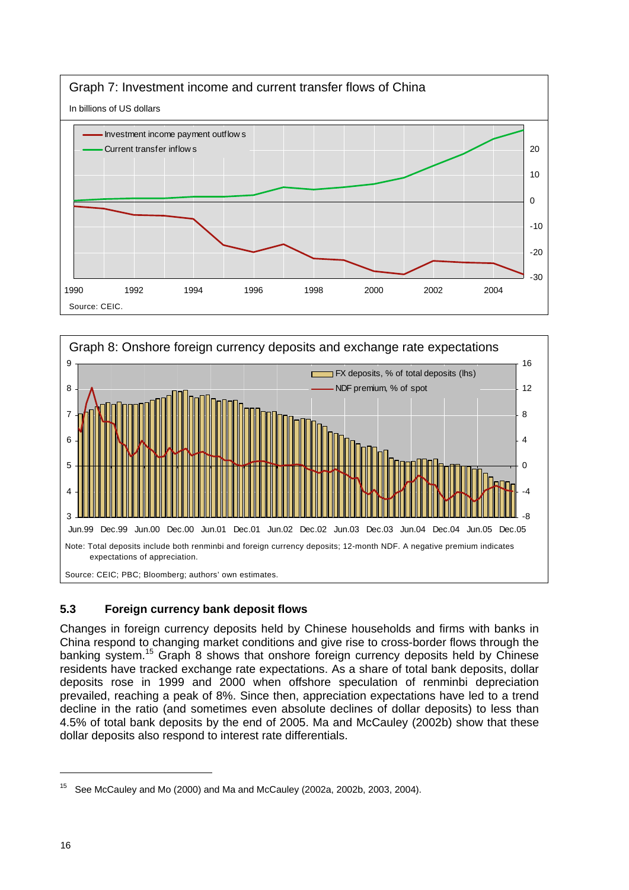Graph 7: Investment income and current transfer flows of China

In billions of US dollars

Source: CEIC.

Graph 8: Onshore foreign currency deposits and exchange rate expectations

Note: Total deposits include both renminbi and foreign currency deposits; 12-month NDF. A negative premium indicates expectations of appreciation.

Source: CEIC; PBC; Bloomberg; authors' own estimates.

### 5.3 Foreign currency bank deposit flows

Changes in foreign currency deposits held by Chinese households and firms with banks in China respond to changing market conditions and give rise to cross-border flows through the banking system.[15] Graph 8 shows that onshore foreign currency deposits held by Chinese residents have tracked exchange rate expectations. As a share of total bank deposits, dollar deposits rose in 1999 and 2000 when offshore speculation of renminbi depreciation prevailed, reaching a peak of 8%. Since then, appreciation expectations have led to a trend decline in the ratio (and sometimes even absolute declines of dollar deposits) to less than 4.5% of total bank deposits by the end of 2005. Ma and McCauley (2002b) show that these dollar deposits also respond to interest rate differentials.

---

[15] See McCauley and Mo (2000) and Ma and McCauley (2002a, 2002b, 2003, 2004).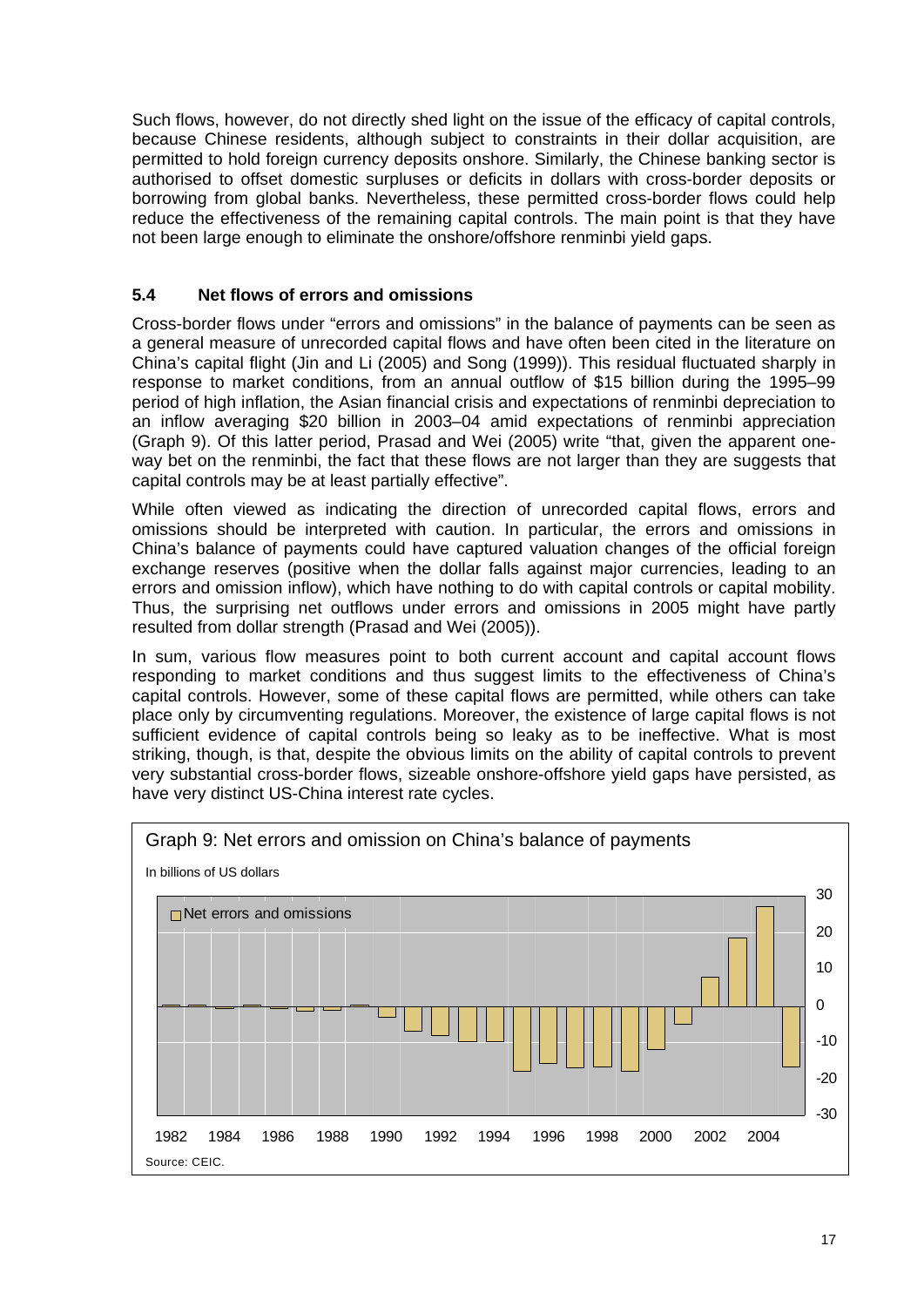Such flows, however, do not directly shed light on the issue of the efficacy of capital controls, because Chinese residents, although subject to constraints in their dollar acquisition, are permitted to hold foreign currency deposits onshore. Similarly, the Chinese banking sector is authorised to offset domestic surpluses or deficits in dollars with cross-border deposits or borrowing from global banks. Nevertheless, these permitted cross-border flows could help reduce the effectiveness of the remaining capital controls. The main point is that they have not been large enough to eliminate the onshore/offshore renminbi yield gaps.

### 5.4 Net flows of errors and omissions

Cross-border flows under "errors and omissions" in the balance of payments can be seen as a general measure of unrecorded capital flows and have often been cited in the literature on China's capital flight (Jin and Li (2005) and Song (1999)). This residual fluctuated sharply in response to market conditions, from an annual outflow of $15 billion during the 1995–99 period of high inflation, the Asian financial crisis and expectations of renminbi depreciation to an inflow averaging $20 billion in 2003–04 amid expectations of renminbi appreciation (Graph 9). Of this latter period, Prasad and Wei (2005) write "that, given the apparent one-way bet on the renminbi, the fact that these flows are not larger than they are suggests that capital controls may be at least partially effective".

While often viewed as indicating the direction of unrecorded capital flows, errors and omissions should be interpreted with caution. In particular, the errors and omissions in China's balance of payments could have captured valuation changes of the official foreign exchange reserves (positive when the dollar falls against major currencies, leading to an errors and omission inflow), which have nothing to do with capital controls or capital mobility. Thus, the surprising net outflows under errors and omissions in 2005 might have partly resulted from dollar strength (Prasad and Wei (2005)).

In sum, various flow measures point to both current account and capital account flows responding to market conditions and thus suggest limits to the effectiveness of China's capital controls. However, some of these capital flows are permitted, while others can take place only by circumventing regulations. Moreover, the existence of large capital flows is not sufficient evidence of capital controls being so leaky as to be ineffective. What is most striking, though, is that, despite the obvious limits on the ability of capital controls to prevent very substantial cross-border flows, sizeable onshore-offshore yield gaps have persisted, as have very distinct US-China interest rate cycles.

Graph 9: Net errors and omission on China's balance of payments

In billions of US dollars

Source: CEIC.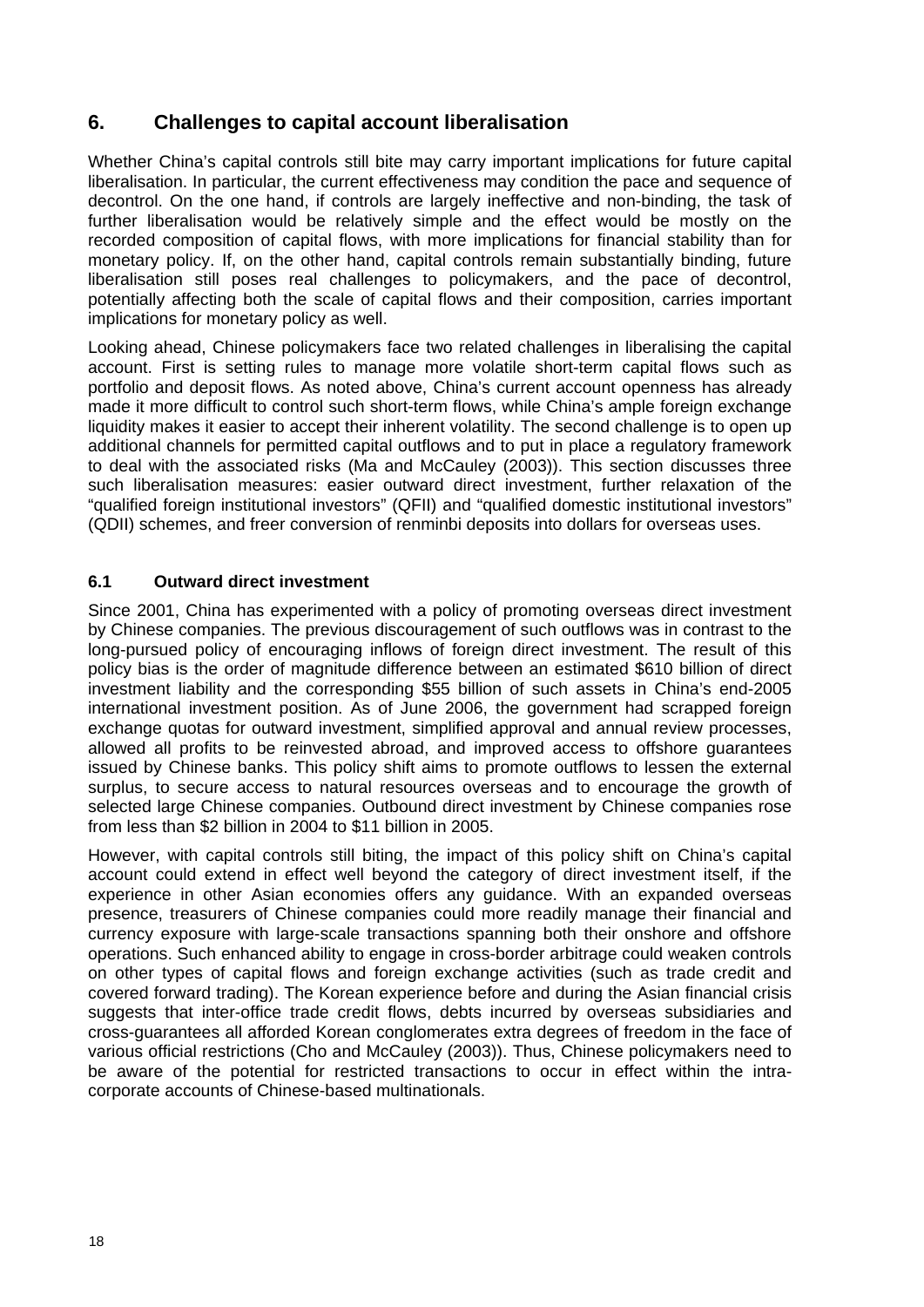## 6. Challenges to capital account liberalisation

Whether China's capital controls still bite may carry important implications for future capital liberalisation. In particular, the current effectiveness may condition the pace and sequence of decontrol. On the one hand, if controls are largely ineffective and non-binding, the task of further liberalisation would be relatively simple and the effect would be mostly on the recorded composition of capital flows, with more implications for financial stability than for monetary policy. If, on the other hand, capital controls remain substantially binding, future liberalisation still poses real challenges to policymakers, and the pace of decontrol, potentially affecting both the scale of capital flows and their composition, carries important implications for monetary policy as well.

Looking ahead, Chinese policymakers face two related challenges in liberalising the capital account. First is setting rules to manage more volatile short-term capital flows such as portfolio and deposit flows. As noted above, China's current account openness has already made it more difficult to control such short-term flows, while China's ample foreign exchange liquidity makes it easier to accept their inherent volatility. The second challenge is to open up additional channels for permitted capital outflows and to put in place a regulatory framework to deal with the associated risks (Ma and McCauley (2003)). This section discusses three such liberalisation measures: easier outward direct investment, further relaxation of the "qualified foreign institutional investors" (QFII) and "qualified domestic institutional investors" (QDII) schemes, and freer conversion of renminbi deposits into dollars for overseas uses.

### 6.1 Outward direct investment

Since 2001, China has experimented with a policy of promoting overseas direct investment by Chinese companies. The previous discouragement of such outflows was in contrast to the long-pursued policy of encouraging inflows of foreign direct investment. The result of this policy bias is the order of magnitude difference between an estimated $610 billion of direct investment liability and the corresponding $55 billion of such assets in China's end-2005 international investment position. As of June 2006, the government had scrapped foreign exchange quotas for outward investment, simplified approval and annual review processes, allowed all profits to be reinvested abroad, and improved access to offshore guarantees issued by Chinese banks. This policy shift aims to promote outflows to lessen the external surplus, to secure access to natural resources overseas and to encourage the growth of selected large Chinese companies. Outbound direct investment by Chinese companies rose from less than $2 billion in 2004 to $11 billion in 2005.

However, with capital controls still biting, the impact of this policy shift on China's capital account could extend in effect well beyond the category of direct investment itself, if the experience in other Asian economies offers any guidance. With an expanded overseas presence, treasurers of Chinese companies could more readily manage their financial and currency exposure with large-scale transactions spanning both their onshore and offshore operations. Such enhanced ability to engage in cross-border arbitrage could weaken controls on other types of capital flows and foreign exchange activities (such as trade credit and covered forward trading). The Korean experience before and during the Asian financial crisis suggests that inter-office trade credit flows, debts incurred by overseas subsidiaries and cross-guarantees all afforded Korean conglomerates extra degrees of freedom in the face of various official restrictions (Cho and McCauley (2003)). Thus, Chinese policymakers need to be aware of the potential for restricted transactions to occur in effect within the intra-corporate accounts of Chinese-based multinationals.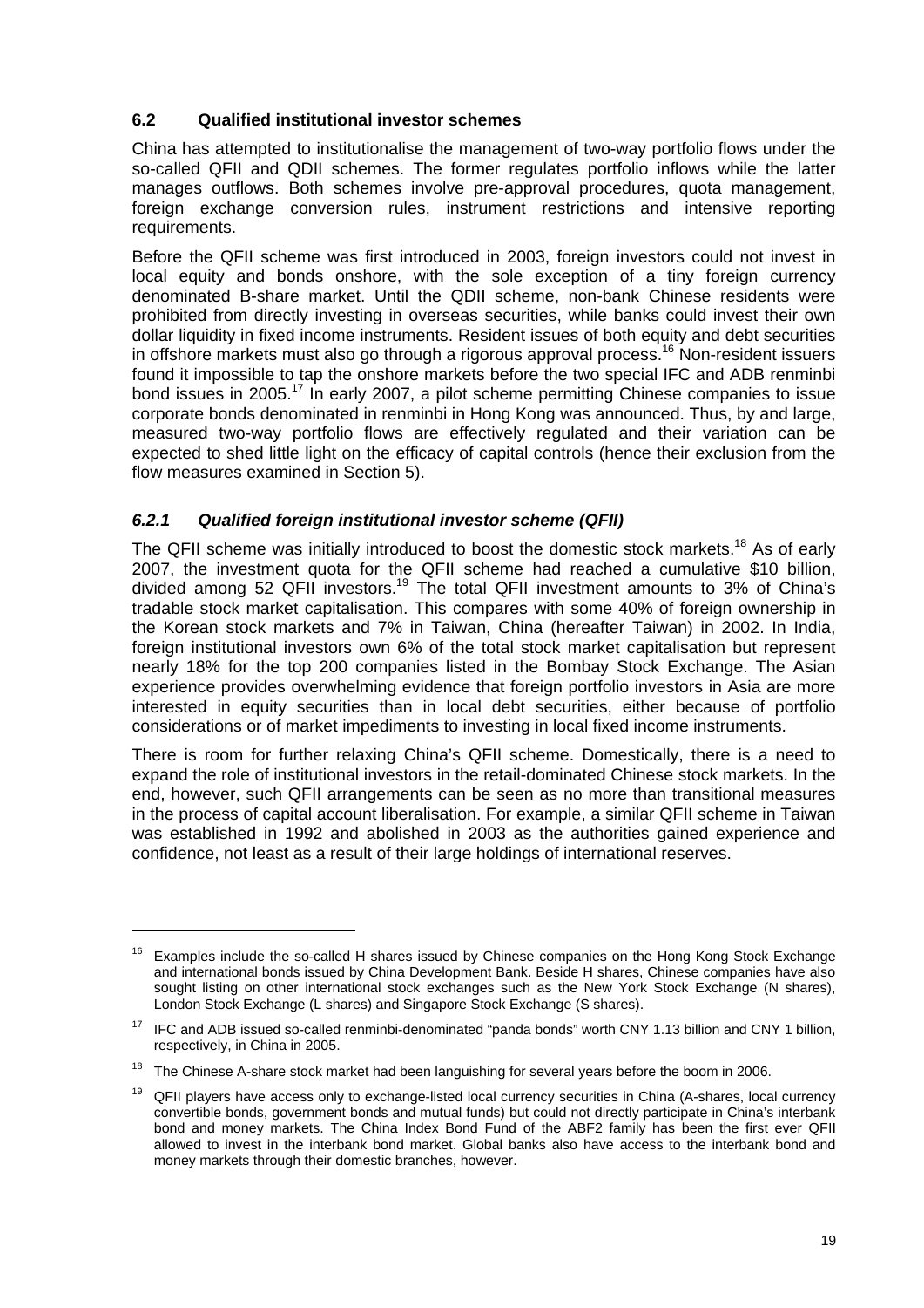## 6.2 Qualified institutional investor schemes

China has attempted to institutionalise the management of two-way portfolio flows under the so-called QFII and QDII schemes. The former regulates portfolio inflows while the latter manages outflows. Both schemes involve pre-approval procedures, quota management, foreign exchange conversion rules, instrument restrictions and intensive reporting requirements.

Before the QFII scheme was first introduced in 2003, foreign investors could not invest in local equity and bonds onshore, with the sole exception of a tiny foreign currency denominated B-share market. Until the QDII scheme, non-bank Chinese residents were prohibited from directly investing in overseas securities, while banks could invest their own dollar liquidity in fixed income instruments. Resident issues of both equity and debt securities in offshore markets must also go through a rigorous approval process.[16] Non-resident issuers found it impossible to tap the onshore markets before the two special IFC and ADB renminbi bond issues in 2005.[17] In early 2007, a pilot scheme permitting Chinese companies to issue corporate bonds denominated in renminbi in Hong Kong was announced. Thus, by and large, measured two-way portfolio flows are effectively regulated and their variation can be expected to shed little light on the efficacy of capital controls (hence their exclusion from the flow measures examined in Section 5).

### *6.2.1 Qualified foreign institutional investor scheme (QFII)*

The QFII scheme was initially introduced to boost the domestic stock markets.[18] As of early 2007, the investment quota for the QFII scheme had reached a cumulative $10 billion, divided among 52 QFII investors.[19] The total QFII investment amounts to 3% of China's tradable stock market capitalisation. This compares with some 40% of foreign ownership in the Korean stock markets and 7% in Taiwan, China (hereafter Taiwan) in 2002. In India, foreign institutional investors own 6% of the total stock market capitalisation but represent nearly 18% for the top 200 companies listed in the Bombay Stock Exchange. The Asian experience provides overwhelming evidence that foreign portfolio investors in Asia are more interested in equity securities than in local debt securities, either because of portfolio considerations or of market impediments to investing in local fixed income instruments.

There is room for further relaxing China's QFII scheme. Domestically, there is a need to expand the role of institutional investors in the retail-dominated Chinese stock markets. In the end, however, such QFII arrangements can be seen as no more than transitional measures in the process of capital account liberalisation. For example, a similar QFII scheme in Taiwan was established in 1992 and abolished in 2003 as the authorities gained experience and confidence, not least as a result of their large holdings of international reserves.

---

[16] Examples include the so-called H shares issued by Chinese companies on the Hong Kong Stock Exchange and international bonds issued by China Development Bank. Beside H shares, Chinese companies have also sought listing on other international stock exchanges such as the New York Stock Exchange (N shares), London Stock Exchange (L shares) and Singapore Stock Exchange (S shares).

[17] IFC and ADB issued so-called renminbi-denominated "panda bonds" worth CNY 1.13 billion and CNY 1 billion, respectively, in China in 2005.

[18] The Chinese A-share stock market had been languishing for several years before the boom in 2006.

[19] QFII players have access only to exchange-listed local currency securities in China (A-shares, local currency convertible bonds, government bonds and mutual funds) but could not directly participate in China's interbank bond and money markets. The China Index Bond Fund of the ABF2 family has been the first ever QFII allowed to invest in the interbank bond market. Global banks also have access to the interbank bond and money markets through their domestic branches, however.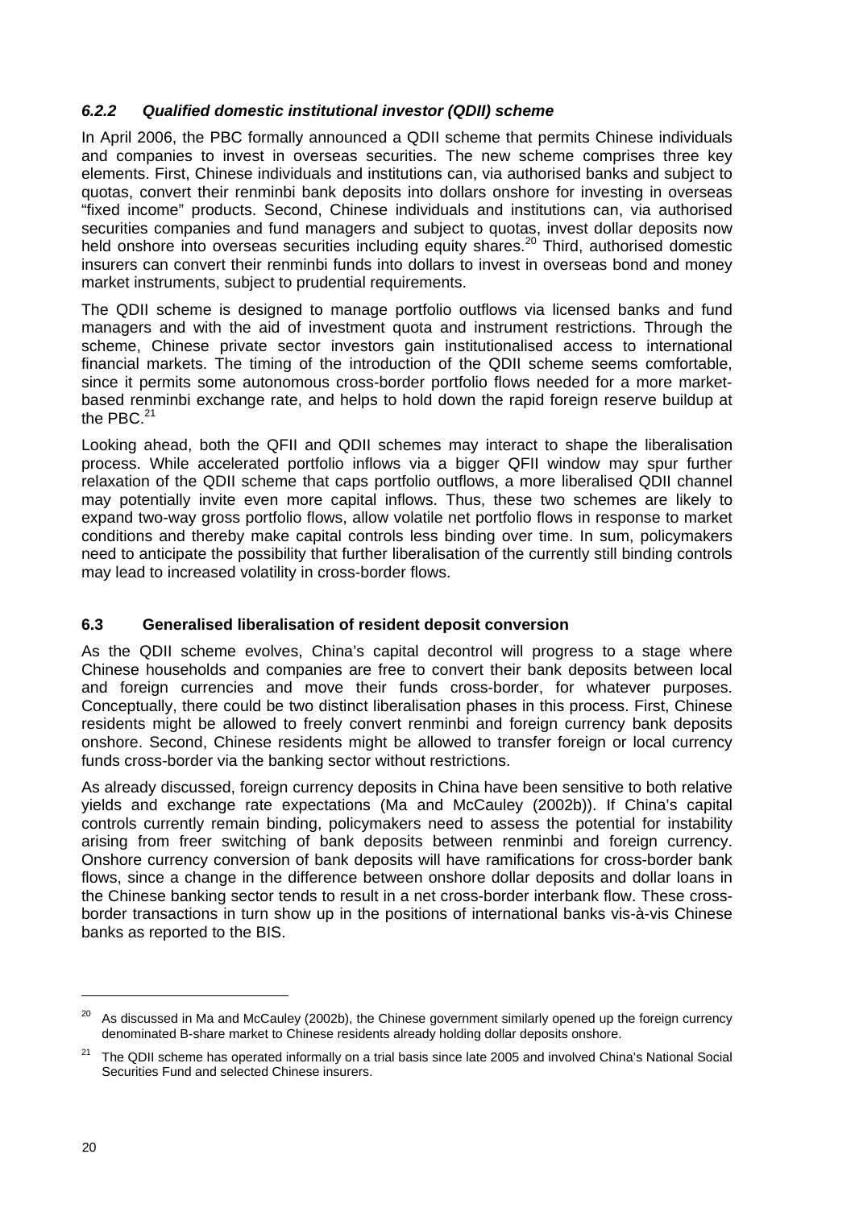### *6.2.2 Qualified domestic institutional investor (QDII) scheme*

In April 2006, the PBC formally announced a QDII scheme that permits Chinese individuals and companies to invest in overseas securities. The new scheme comprises three key elements. First, Chinese individuals and institutions can, via authorised banks and subject to quotas, convert their renminbi bank deposits into dollars onshore for investing in overseas "fixed income" products. Second, Chinese individuals and institutions can, via authorised securities companies and fund managers and subject to quotas, invest dollar deposits now held onshore into overseas securities including equity shares.[20] Third, authorised domestic insurers can convert their renminbi funds into dollars to invest in overseas bond and money market instruments, subject to prudential requirements.

The QDII scheme is designed to manage portfolio outflows via licensed banks and fund managers and with the aid of investment quota and instrument restrictions. Through the scheme, Chinese private sector investors gain institutionalised access to international financial markets. The timing of the introduction of the QDII scheme seems comfortable, since it permits some autonomous cross-border portfolio flows needed for a more market-based renminbi exchange rate, and helps to hold down the rapid foreign reserve buildup at the PBC.[21]

Looking ahead, both the QFII and QDII schemes may interact to shape the liberalisation process. While accelerated portfolio inflows via a bigger QFII window may spur further relaxation of the QDII scheme that caps portfolio outflows, a more liberalised QDII channel may potentially invite even more capital inflows. Thus, these two schemes are likely to expand two-way gross portfolio flows, allow volatile net portfolio flows in response to market conditions and thereby make capital controls less binding over time. In sum, policymakers need to anticipate the possibility that further liberalisation of the currently still binding controls may lead to increased volatility in cross-border flows.

## 6.3 Generalised liberalisation of resident deposit conversion

As the QDII scheme evolves, China's capital decontrol will progress to a stage where Chinese households and companies are free to convert their bank deposits between local and foreign currencies and move their funds cross-border, for whatever purposes. Conceptually, there could be two distinct liberalisation phases in this process. First, Chinese residents might be allowed to freely convert renminbi and foreign currency bank deposits onshore. Second, Chinese residents might be allowed to transfer foreign or local currency funds cross-border via the banking sector without restrictions.

As already discussed, foreign currency deposits in China have been sensitive to both relative yields and exchange rate expectations (Ma and McCauley (2002b)). If China's capital controls currently remain binding, policymakers need to assess the potential for instability arising from freer switching of bank deposits between renminbi and foreign currency. Onshore currency conversion of bank deposits will have ramifications for cross-border bank flows, since a change in the difference between onshore dollar deposits and dollar loans in the Chinese banking sector tends to result in a net cross-border interbank flow. These cross-border transactions in turn show up in the positions of international banks vis-à-vis Chinese banks as reported to the BIS.

---

[20] As discussed in Ma and McCauley (2002b), the Chinese government similarly opened up the foreign currency denominated B-share market to Chinese residents already holding dollar deposits onshore.

[21] The QDII scheme has operated informally on a trial basis since late 2005 and involved China's National Social Securities Fund and selected Chinese insurers.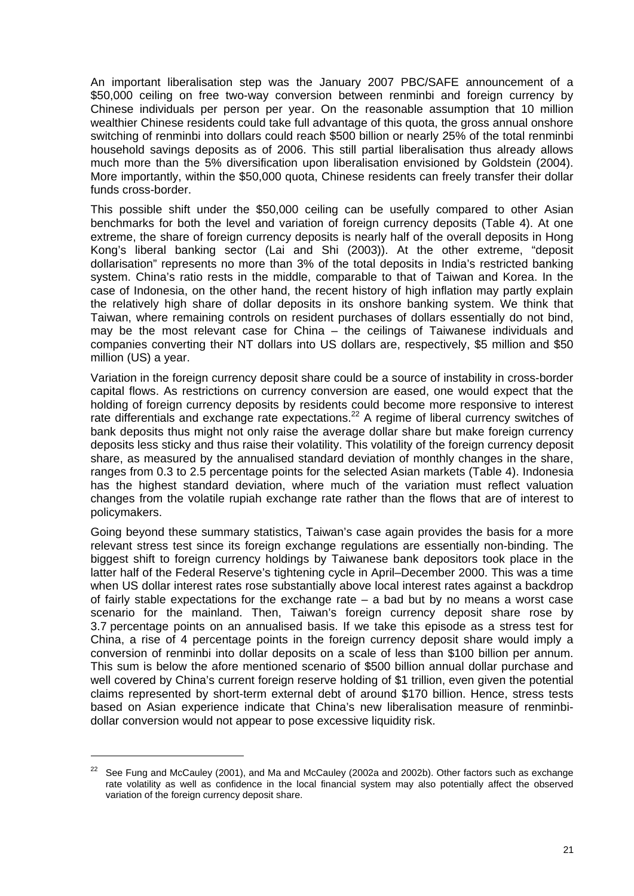An important liberalisation step was the January 2007 PBC/SAFE announcement of a \$50,000 ceiling on free two-way conversion between renminbi and foreign currency by Chinese individuals per person per year. On the reasonable assumption that 10 million wealthier Chinese residents could take full advantage of this quota, the gross annual onshore switching of renminbi into dollars could reach \$500 billion or nearly 25% of the total renminbi household savings deposits as of 2006. This still partial liberalisation thus already allows much more than the 5% diversification upon liberalisation envisioned by Goldstein (2004). More importantly, within the \$50,000 quota, Chinese residents can freely transfer their dollar funds cross-border.

This possible shift under the \$50,000 ceiling can be usefully compared to other Asian benchmarks for both the level and variation of foreign currency deposits (Table 4). At one extreme, the share of foreign currency deposits is nearly half of the overall deposits in Hong Kong's liberal banking sector (Lai and Shi (2003)). At the other extreme, "deposit dollarisation" represents no more than 3% of the total deposits in India's restricted banking system. China's ratio rests in the middle, comparable to that of Taiwan and Korea. In the case of Indonesia, on the other hand, the recent history of high inflation may partly explain the relatively high share of dollar deposits in its onshore banking system. We think that Taiwan, where remaining controls on resident purchases of dollars essentially do not bind, may be the most relevant case for China – the ceilings of Taiwanese individuals and companies converting their NT dollars into US dollars are, respectively, \$5 million and \$50 million (US) a year.

Variation in the foreign currency deposit share could be a source of instability in cross-border capital flows. As restrictions on currency conversion are eased, one would expect that the holding of foreign currency deposits by residents could become more responsive to interest rate differentials and exchange rate expectations.[22] A regime of liberal currency switches of bank deposits thus might not only raise the average dollar share but make foreign currency deposits less sticky and thus raise their volatility. This volatility of the foreign currency deposit share, as measured by the annualised standard deviation of monthly changes in the share, ranges from 0.3 to 2.5 percentage points for the selected Asian markets (Table 4). Indonesia has the highest standard deviation, where much of the variation must reflect valuation changes from the volatile rupiah exchange rate rather than the flows that are of interest to policymakers.

Going beyond these summary statistics, Taiwan's case again provides the basis for a more relevant stress test since its foreign exchange regulations are essentially non-binding. The biggest shift to foreign currency holdings by Taiwanese bank depositors took place in the latter half of the Federal Reserve's tightening cycle in April–December 2000. This was a time when US dollar interest rates rose substantially above local interest rates against a backdrop of fairly stable expectations for the exchange rate – a bad but by no means a worst case scenario for the mainland. Then, Taiwan's foreign currency deposit share rose by 3.7 percentage points on an annualised basis. If we take this episode as a stress test for China, a rise of 4 percentage points in the foreign currency deposit share would imply a conversion of renminbi into dollar deposits on a scale of less than \$100 billion per annum. This sum is below the afore mentioned scenario of \$500 billion annual dollar purchase and well covered by China's current foreign reserve holding of \$1 trillion, even given the potential claims represented by short-term external debt of around \$170 billion. Hence, stress tests based on Asian experience indicate that China's new liberalisation measure of renminbi-dollar conversion would not appear to pose excessive liquidity risk.

---

[22] See Fung and McCauley (2001), and Ma and McCauley (2002a and 2002b). Other factors such as exchange rate volatility as well as confidence in the local financial system may also potentially affect the observed variation of the foreign currency deposit share.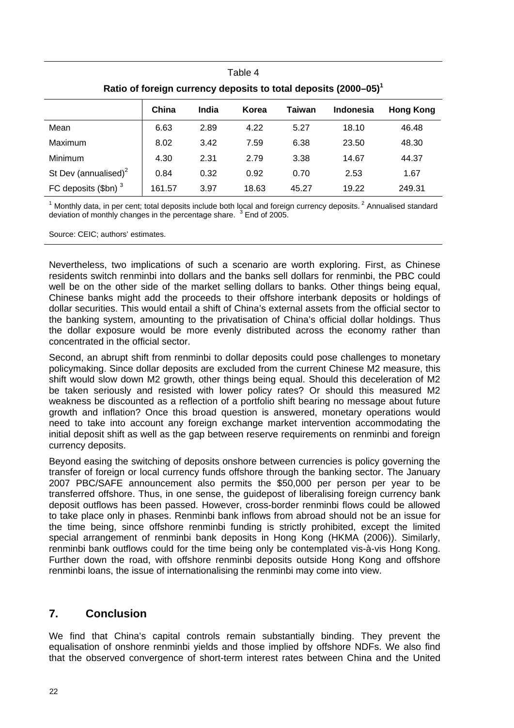Table 4

**Ratio of foreign currency deposits to total deposits (2000–05)[1]**

| | China | India | Korea | Taiwan | Indonesia | Hong Kong |
|---|---|---|---|---|---|---|
| Mean | 6.63 | 2.89 | 4.22 | 5.27 | 18.10 | 46.48 |
| Maximum | 8.02 | 3.42 | 7.59 | 6.38 | 23.50 | 48.30 |
| Minimum | 4.30 | 2.31 | 2.79 | 3.38 | 14.67 | 44.37 |
| St Dev (annualised)[2] | 0.84 | 0.32 | 0.92 | 0.70 | 2.53 | 1.67 |
| FC deposits ($bn) [3] | 161.57 | 3.97 | 18.63 | 45.27 | 19.22 | 249.31 |

[1] Monthly data, in per cent; total deposits include both local and foreign currency deposits. [2] Annualised standard deviation of monthly changes in the percentage share. [3] End of 2005.

Source: CEIC; authors' estimates.

Nevertheless, two implications of such a scenario are worth exploring. First, as Chinese residents switch renminbi into dollars and the banks sell dollars for renminbi, the PBC could well be on the other side of the market selling dollars to banks. Other things being equal, Chinese banks might add the proceeds to their offshore interbank deposits or holdings of dollar securities. This would entail a shift of China's external assets from the official sector to the banking system, amounting to the privatisation of China's official dollar holdings. Thus the dollar exposure would be more evenly distributed across the economy rather than concentrated in the official sector.

Second, an abrupt shift from renminbi to dollar deposits could pose challenges to monetary policymaking. Since dollar deposits are excluded from the current Chinese M2 measure, this shift would slow down M2 growth, other things being equal. Should this deceleration of M2 be taken seriously and resisted with lower policy rates? Or should this measured M2 weakness be discounted as a reflection of a portfolio shift bearing no message about future growth and inflation? Once this broad question is answered, monetary operations would need to take into account any foreign exchange market intervention accommodating the initial deposit shift as well as the gap between reserve requirements on renminbi and foreign currency deposits.

Beyond easing the switching of deposits onshore between currencies is policy governing the transfer of foreign or local currency funds offshore through the banking sector. The January 2007 PBC/SAFE announcement also permits the $50,000 per person per year to be transferred offshore. Thus, in one sense, the guidepost of liberalising foreign currency bank deposit outflows has been passed. However, cross-border renminbi flows could be allowed to take place only in phases. Renminbi bank inflows from abroad should not be an issue for the time being, since offshore renminbi funding is strictly prohibited, except the limited special arrangement of renminbi bank deposits in Hong Kong (HKMA (2006)). Similarly, renminbi bank outflows could for the time being only be contemplated vis-à-vis Hong Kong. Further down the road, with offshore renminbi deposits outside Hong Kong and offshore renminbi loans, the issue of internationalising the renminbi may come into view.

## 7. Conclusion

We find that China's capital controls remain substantially binding. They prevent the equalisation of onshore renminbi yields and those implied by offshore NDFs. We also find that the observed convergence of short-term interest rates between China and the United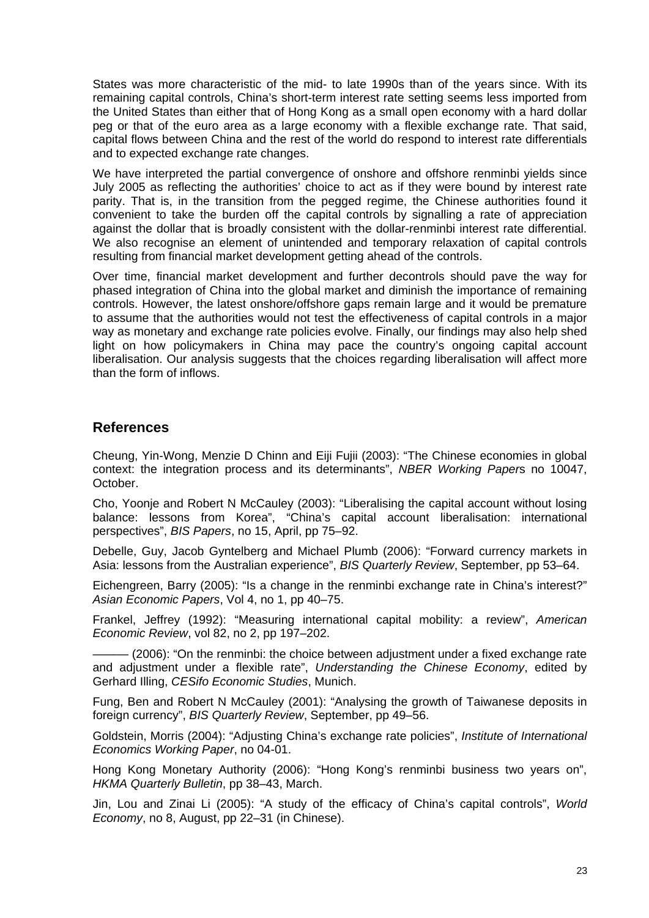States was more characteristic of the mid- to late 1990s than of the years since. With its remaining capital controls, China's short-term interest rate setting seems less imported from the United States than either that of Hong Kong as a small open economy with a hard dollar peg or that of the euro area as a large economy with a flexible exchange rate. That said, capital flows between China and the rest of the world do respond to interest rate differentials and to expected exchange rate changes.

We have interpreted the partial convergence of onshore and offshore renminbi yields since July 2005 as reflecting the authorities' choice to act as if they were bound by interest rate parity. That is, in the transition from the pegged regime, the Chinese authorities found it convenient to take the burden off the capital controls by signalling a rate of appreciation against the dollar that is broadly consistent with the dollar-renminbi interest rate differential. We also recognise an element of unintended and temporary relaxation of capital controls resulting from financial market development getting ahead of the controls.

Over time, financial market development and further decontrols should pave the way for phased integration of China into the global market and diminish the importance of remaining controls. However, the latest onshore/offshore gaps remain large and it would be premature to assume that the authorities would not test the effectiveness of capital controls in a major way as monetary and exchange rate policies evolve. Finally, our findings may also help shed light on how policymakers in China may pace the country's ongoing capital account liberalisation. Our analysis suggests that the choices regarding liberalisation will affect more than the form of inflows.

## References

Cheung, Yin-Wong, Menzie D Chinn and Eiji Fujii (2003): "The Chinese economies in global context: the integration process and its determinants", *NBER Working Papers* no 10047, October.

Cho, Yoonje and Robert N McCauley (2003): "Liberalising the capital account without losing balance: lessons from Korea", "China's capital account liberalisation: international perspectives", *BIS Papers*, no 15, April, pp 75–92.

Debelle, Guy, Jacob Gyntelberg and Michael Plumb (2006): "Forward currency markets in Asia: lessons from the Australian experience", *BIS Quarterly Review*, September, pp 53–64.

Eichengreen, Barry (2005): "Is a change in the renminbi exchange rate in China's interest?" *Asian Economic Papers*, Vol 4, no 1, pp 40–75.

Frankel, Jeffrey (1992): "Measuring international capital mobility: a review", *American Economic Review*, vol 82, no 2, pp 197–202.

——— (2006): "On the renminbi: the choice between adjustment under a fixed exchange rate and adjustment under a flexible rate", *Understanding the Chinese Economy*, edited by Gerhard Illing, *CESifo Economic Studies*, Munich.

Fung, Ben and Robert N McCauley (2001): "Analysing the growth of Taiwanese deposits in foreign currency", *BIS Quarterly Review*, September, pp 49–56.

Goldstein, Morris (2004): "Adjusting China's exchange rate policies", *Institute of International Economics Working Paper*, no 04-01.

Hong Kong Monetary Authority (2006): "Hong Kong's renminbi business two years on", *HKMA Quarterly Bulletin*, pp 38–43, March.

Jin, Lou and Zinai Li (2005): "A study of the efficacy of China's capital controls", *World Economy*, no 8, August, pp 22–31 (in Chinese).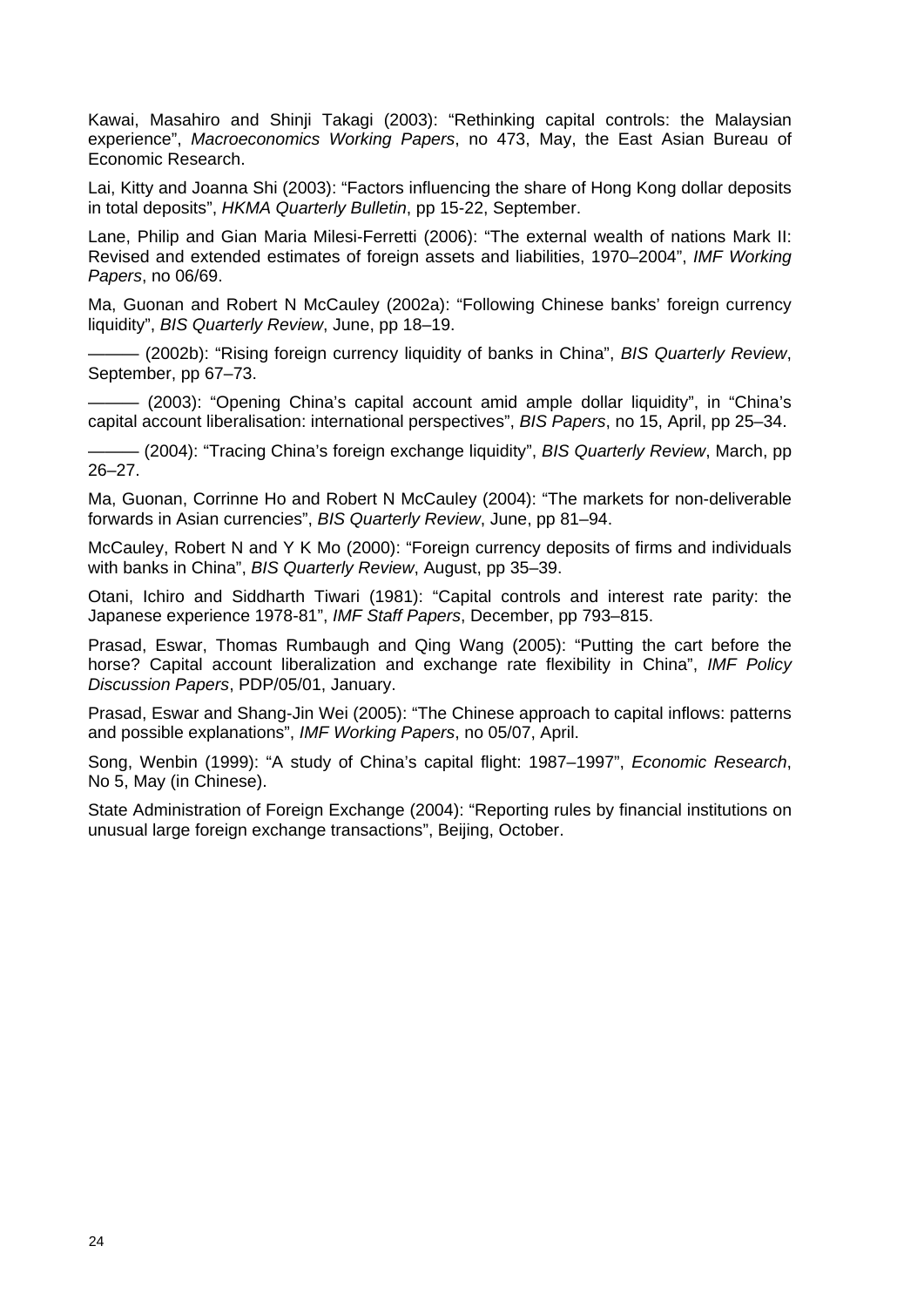Kawai, Masahiro and Shinji Takagi (2003): "Rethinking capital controls: the Malaysian experience", *Macroeconomics Working Papers*, no 473, May, the East Asian Bureau of Economic Research.

Lai, Kitty and Joanna Shi (2003): "Factors influencing the share of Hong Kong dollar deposits in total deposits", *HKMA Quarterly Bulletin*, pp 15-22, September.

Lane, Philip and Gian Maria Milesi-Ferretti (2006): "The external wealth of nations Mark II: Revised and extended estimates of foreign assets and liabilities, 1970–2004", *IMF Working Papers*, no 06/69.

Ma, Guonan and Robert N McCauley (2002a): "Following Chinese banks' foreign currency liquidity", *BIS Quarterly Review*, June, pp 18–19.

——— (2002b): "Rising foreign currency liquidity of banks in China", *BIS Quarterly Review*, September, pp 67–73.

——— (2003): "Opening China's capital account amid ample dollar liquidity", in "China's capital account liberalisation: international perspectives", *BIS Papers*, no 15, April, pp 25–34.

——— (2004): "Tracing China's foreign exchange liquidity", *BIS Quarterly Review*, March, pp 26–27.

Ma, Guonan, Corrinne Ho and Robert N McCauley (2004): "The markets for non-deliverable forwards in Asian currencies", *BIS Quarterly Review*, June, pp 81–94.

McCauley, Robert N and Y K Mo (2000): "Foreign currency deposits of firms and individuals with banks in China", *BIS Quarterly Review*, August, pp 35–39.

Otani, Ichiro and Siddharth Tiwari (1981): "Capital controls and interest rate parity: the Japanese experience 1978-81", *IMF Staff Papers*, December, pp 793–815.

Prasad, Eswar, Thomas Rumbaugh and Qing Wang (2005): "Putting the cart before the horse? Capital account liberalization and exchange rate flexibility in China", *IMF Policy Discussion Papers*, PDP/05/01, January.

Prasad, Eswar and Shang-Jin Wei (2005): "The Chinese approach to capital inflows: patterns and possible explanations", *IMF Working Papers*, no 05/07, April.

Song, Wenbin (1999): "A study of China's capital flight: 1987–1997", *Economic Research*, No 5, May (in Chinese).

State Administration of Foreign Exchange (2004): "Reporting rules by financial institutions on unusual large foreign exchange transactions", Beijing, October.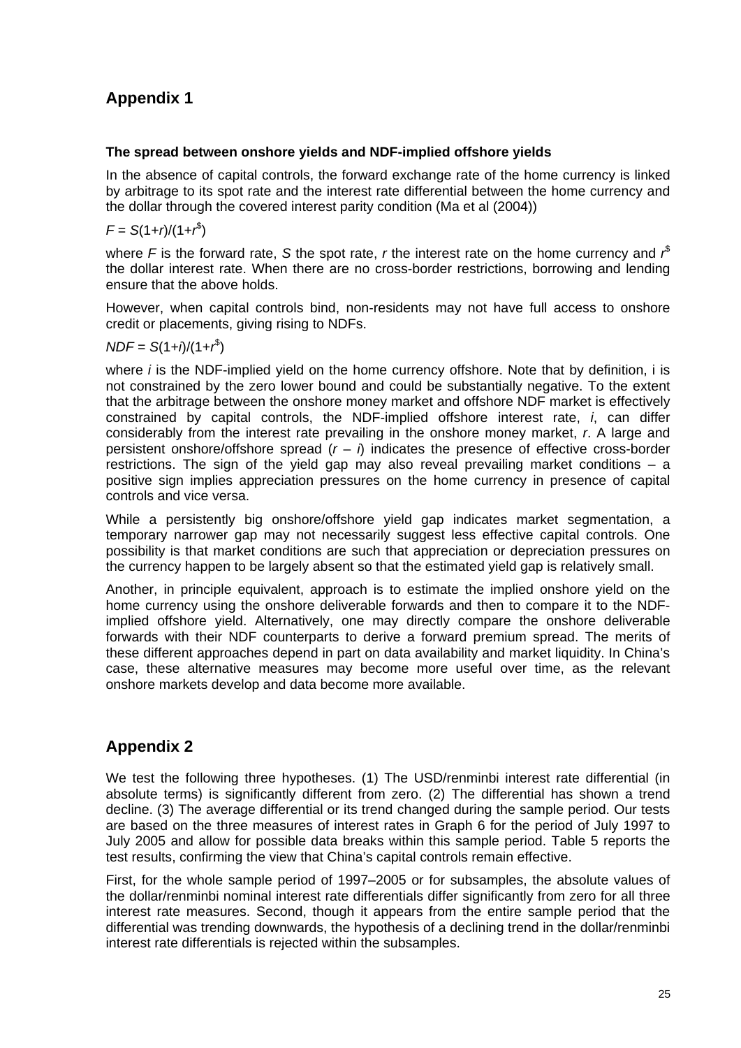## Appendix 1

### The spread between onshore yields and NDF-implied offshore yields

In the absence of capital controls, the forward exchange rate of the home currency is linked by arbitrage to its spot rate and the interest rate differential between the home currency and the dollar through the covered interest parity condition (Ma et al (2004))

$F = S(1+r)/(1+r^{\$})$

where $F$ is the forward rate, $S$ the spot rate, $r$ the interest rate on the home currency and $r^{\$}$ the dollar interest rate. When there are no cross-border restrictions, borrowing and lending ensure that the above holds.

However, when capital controls bind, non-residents may not have full access to onshore credit or placements, giving rising to NDFs.

$NDF = S(1+i)/(1+r^{\$})$

where $i$ is the NDF-implied yield on the home currency offshore. Note that by definition, i is not constrained by the zero lower bound and could be substantially negative. To the extent that the arbitrage between the onshore money market and offshore NDF market is effectively constrained by capital controls, the NDF-implied offshore interest rate, $i$, can differ considerably from the interest rate prevailing in the onshore money market, $r$. A large and persistent onshore/offshore spread ($r - i$) indicates the presence of effective cross-border restrictions. The sign of the yield gap may also reveal prevailing market conditions – a positive sign implies appreciation pressures on the home currency in presence of capital controls and vice versa.

While a persistently big onshore/offshore yield gap indicates market segmentation, a temporary narrower gap may not necessarily suggest less effective capital controls. One possibility is that market conditions are such that appreciation or depreciation pressures on the currency happen to be largely absent so that the estimated yield gap is relatively small.

Another, in principle equivalent, approach is to estimate the implied onshore yield on the home currency using the onshore deliverable forwards and then to compare it to the NDF-implied offshore yield. Alternatively, one may directly compare the onshore deliverable forwards with their NDF counterparts to derive a forward premium spread. The merits of these different approaches depend in part on data availability and market liquidity. In China's case, these alternative measures may become more useful over time, as the relevant onshore markets develop and data become more available.

## Appendix 2

We test the following three hypotheses. (1) The USD/renminbi interest rate differential (in absolute terms) is significantly different from zero. (2) The differential has shown a trend decline. (3) The average differential or its trend changed during the sample period. Our tests are based on the three measures of interest rates in Graph 6 for the period of July 1997 to July 2005 and allow for possible data breaks within this sample period. Table 5 reports the test results, confirming the view that China's capital controls remain effective.

First, for the whole sample period of 1997–2005 or for subsamples, the absolute values of the dollar/renminbi nominal interest rate differentials differ significantly from zero for all three interest rate measures. Second, though it appears from the entire sample period that the differential was trending downwards, the hypothesis of a declining trend in the dollar/renminbi interest rate differentials is rejected within the subsamples.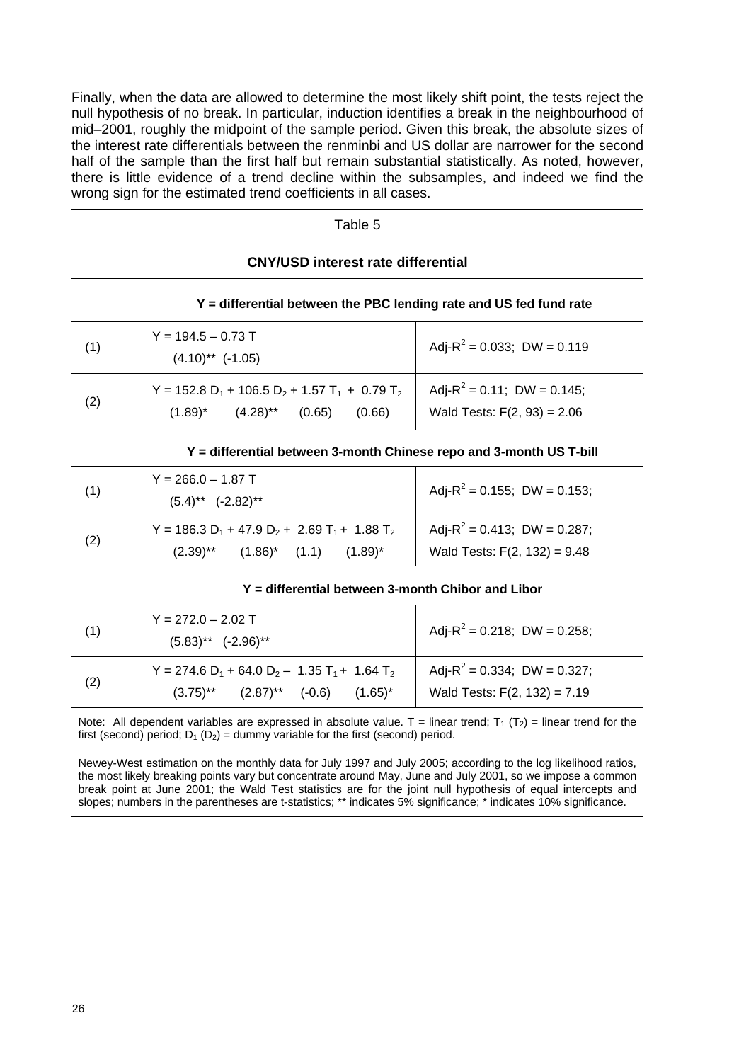Finally, when the data are allowed to determine the most likely shift point, the tests reject the null hypothesis of no break. In particular, induction identifies a break in the neighbourhood of mid–2001, roughly the midpoint of the sample period. Given this break, the absolute sizes of the interest rate differentials between the renminbi and US dollar are narrower for the second half of the sample than the first half but remain substantial statistically. As noted, however, there is little evidence of a trend decline within the subsamples, and indeed we find the wrong sign for the estimated trend coefficients in all cases.

Table 5

**CNY/USD interest rate differential**

| | | |
|---|---|---|
| | **Y = differential between the PBC lending rate and US fed fund rate** | |
| (1) | $Y = 194.5 - 0.73\,T$ <br> (4.10)** (-1.05) | Adj-$R^2$ = 0.033; DW = 0.119 |
| (2) | $Y = 152.8\,D_1 + 106.5\,D_2 + 1.57\,T_1 + 0.79\,T_2$ <br> (1.89)* (4.28)** (0.65) (0.66) | Adj-$R^2$ = 0.11; DW = 0.145; <br> Wald Tests: $F(2, 93) = 2.06$ |
| | **Y = differential between 3-month Chinese repo and 3-month US T-bill** | |
| (1) | $Y = 266.0 - 1.87\,T$ <br> (5.4)** (-2.82)** | Adj-$R^2$ = 0.155; DW = 0.153; |
| (2) | $Y = 186.3\,D_1 + 47.9\,D_2 + 2.69\,T_1 + 1.88\,T_2$ <br> (2.39)** (1.86)* (1.1) (1.89)* | Adj-$R^2$ = 0.413; DW = 0.287; <br> Wald Tests: $F(2, 132) = 9.48$ |
| | **Y = differential between 3-month Chibor and Libor** | |
| (1) | $Y = 272.0 - 2.02\,T$ <br> (5.83)** (-2.96)** | Adj-$R^2$ = 0.218; DW = 0.258; |
| (2) | $Y = 274.6\,D_1 + 64.0\,D_2 - 1.35\,T_1 + 1.64\,T_2$ <br> (3.75)** (2.87)** (-0.6) (1.65)* | Adj-$R^2$ = 0.334; DW = 0.327; <br> Wald Tests: $F(2, 132) = 7.19$ |

Note: All dependent variables are expressed in absolute value. T = linear trend; $T_1$ ($T_2$) = linear trend for the first (second) period; $D_1$ ($D_2$) = dummy variable for the first (second) period.

Newey-West estimation on the monthly data for July 1997 and July 2005; according to the log likelihood ratios, the most likely breaking points vary but concentrate around May, June and July 2001, so we impose a common break point at June 2001; the Wald Test statistics are for the joint null hypothesis of equal intercepts and slopes; numbers in the parentheses are t-statistics; ** indicates 5% significance; * indicates 10% significance.